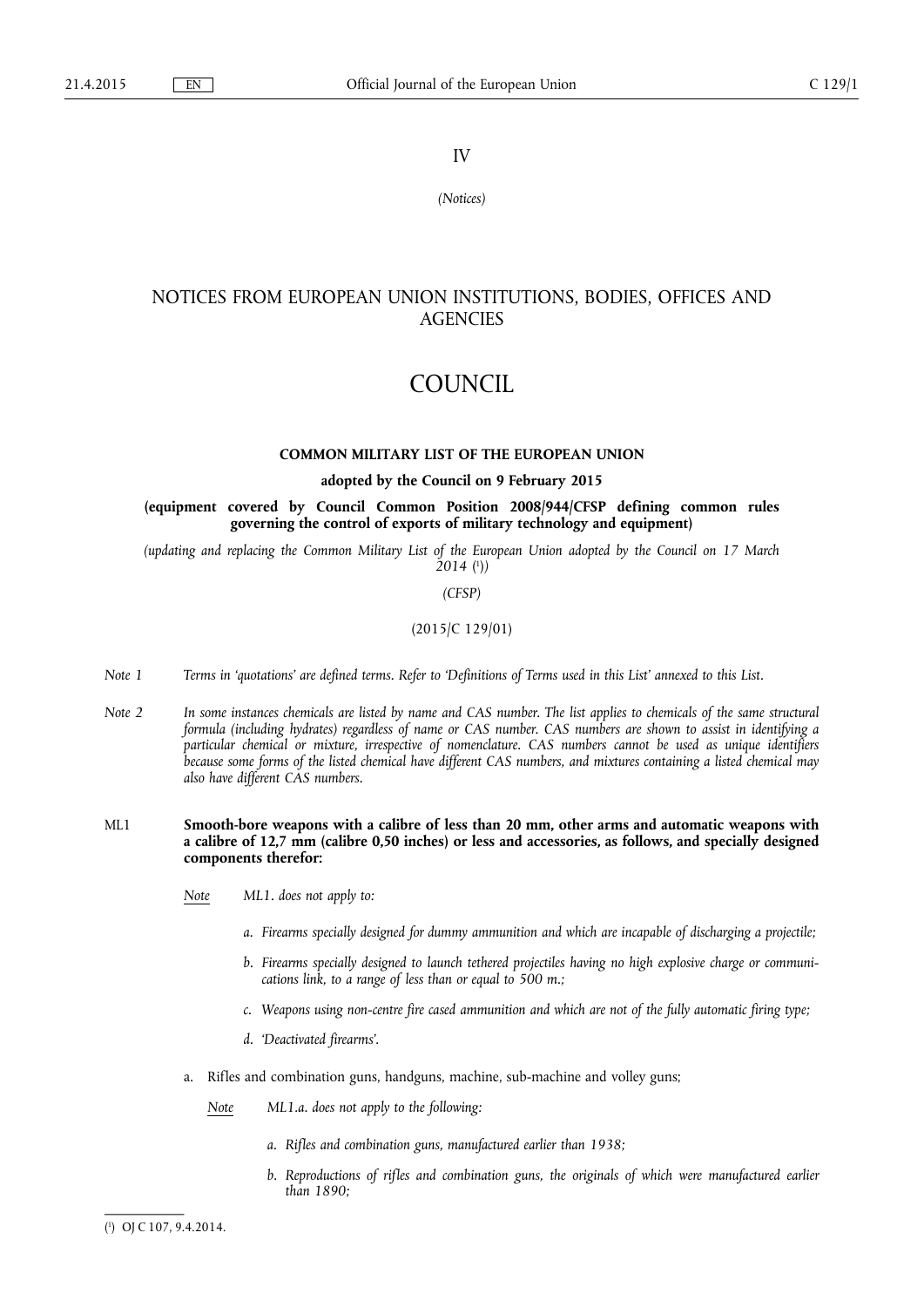IV

*(Notices)*

# NOTICES FROM EUROPEAN UNION INSTITUTIONS, BODIES, OFFICES AND AGENCIES

# COUNCIL

## COMMON MILITARY LIST OF THE EUROPEAN UNION

**adopted by the Council on 9 February 2015**

**(equipment covered by Council Common Position 2008/944/CFSP defining common rules governing the control of exports of military technology and equipment)**

*(updating and replacing the Common Military List of the European Union adopted by the Council on 17 March 2014 ([1]))*

*(CFSP)*

(2015/C 129/01)

*Note 1* *Terms in 'quotations' are defined terms. Refer to 'Definitions of Terms used in this List' annexed to this List.*

*Note 2* *In some instances chemicals are listed by name and CAS number. The list applies to chemicals of the same structural formula (including hydrates) regardless of name or CAS number. CAS numbers are shown to assist in identifying a particular chemical or mixture, irrespective of nomenclature. CAS numbers cannot be used as unique identifiers because some forms of the listed chemical have different CAS numbers, and mixtures containing a listed chemical may also have different CAS numbers.*

ML1 **Smooth-bore weapons with a calibre of less than 20 mm, other arms and automatic weapons with a calibre of 12,7 mm (calibre 0,50 inches) or less and accessories, as follows, and specially designed components therefor:**

*Note* *ML1. does not apply to:*

*a. Firearms specially designed for dummy ammunition and which are incapable of discharging a projectile;*

*b. Firearms specially designed to launch tethered projectiles having no high explosive charge or communications link, to a range of less than or equal to 500 m.;*

*c. Weapons using non-centre fire cased ammunition and which are not of the fully automatic firing type;*

*d. 'Deactivated firearms'.*

a. Rifles and combination guns, handguns, machine, sub-machine and volley guns;

*Note* *ML1.a. does not apply to the following:*

*a. Rifles and combination guns, manufactured earlier than 1938;*

*b. Reproductions of rifles and combination guns, the originals of which were manufactured earlier than 1890;*

---

([1]) OJ C 107, 9.4.2014.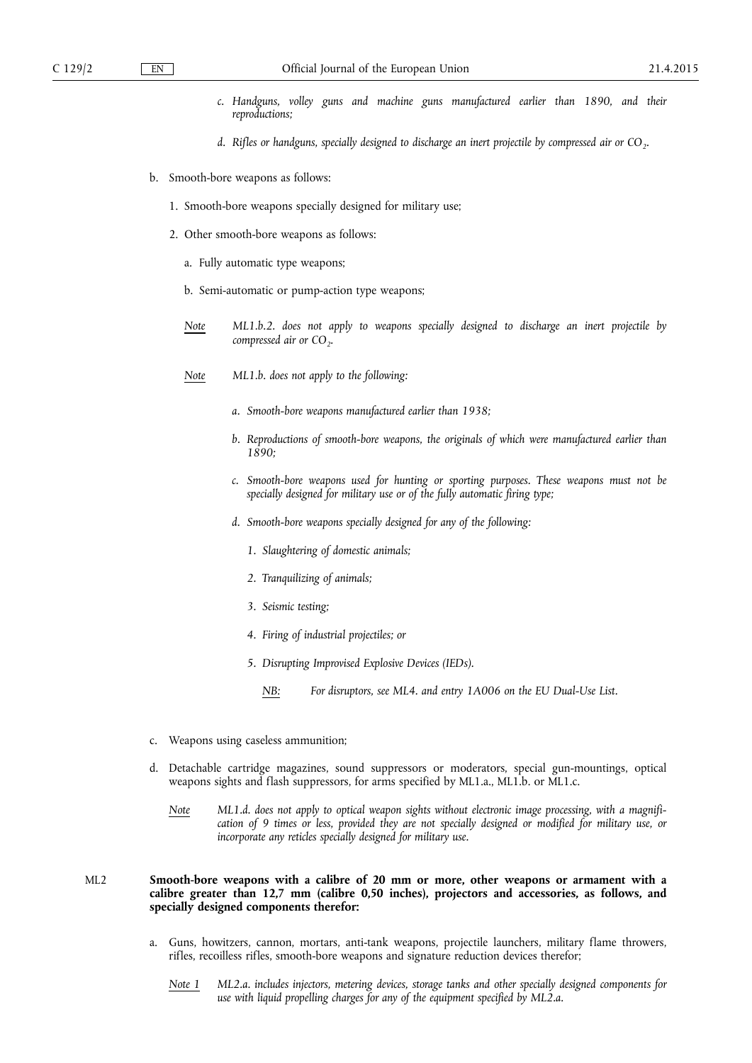*c. Handguns, volley guns and machine guns manufactured earlier than 1890, and their reproductions;*

*d. Rifles or handguns, specially designed to discharge an inert projectile by compressed air or $CO_2$.*

b. Smooth-bore weapons as follows:

1. Smooth-bore weapons specially designed for military use;

2. Other smooth-bore weapons as follows:

a. Fully automatic type weapons;

b. Semi-automatic or pump-action type weapons;

*Note* *ML1.b.2. does not apply to weapons specially designed to discharge an inert projectile by compressed air or $CO_2$.*

*Note* *ML1.b. does not apply to the following:*

*a. Smooth-bore weapons manufactured earlier than 1938;*

*b. Reproductions of smooth-bore weapons, the originals of which were manufactured earlier than 1890;*

*c. Smooth-bore weapons used for hunting or sporting purposes. These weapons must not be specially designed for military use or of the fully automatic firing type;*

*d. Smooth-bore weapons specially designed for any of the following:*

*1. Slaughtering of domestic animals;*

*2. Tranquilizing of animals;*

*3. Seismic testing;*

*4. Firing of industrial projectiles; or*

*5. Disrupting Improvised Explosive Devices (IEDs).*

*NB:* *For disruptors, see ML4. and entry 1A006 on the EU Dual-Use List.*

c. Weapons using caseless ammunition;

d. Detachable cartridge magazines, sound suppressors or moderators, special gun-mountings, optical weapons sights and flash suppressors, for arms specified by ML1.a., ML1.b. or ML1.c.

*Note* *ML1.d. does not apply to optical weapon sights without electronic image processing, with a magnification of 9 times or less, provided they are not specially designed or modified for military use, or incorporate any reticles specially designed for military use.*

ML2 **Smooth-bore weapons with a calibre of 20 mm or more, other weapons or armament with a calibre greater than 12,7 mm (calibre 0,50 inches), projectors and accessories, as follows, and specially designed components therefor:**

a. Guns, howitzers, cannon, mortars, anti-tank weapons, projectile launchers, military flame throwers, rifles, recoilless rifles, smooth-bore weapons and signature reduction devices therefor;

*Note 1* *ML2.a. includes injectors, metering devices, storage tanks and other specially designed components for use with liquid propelling charges for any of the equipment specified by ML2.a.*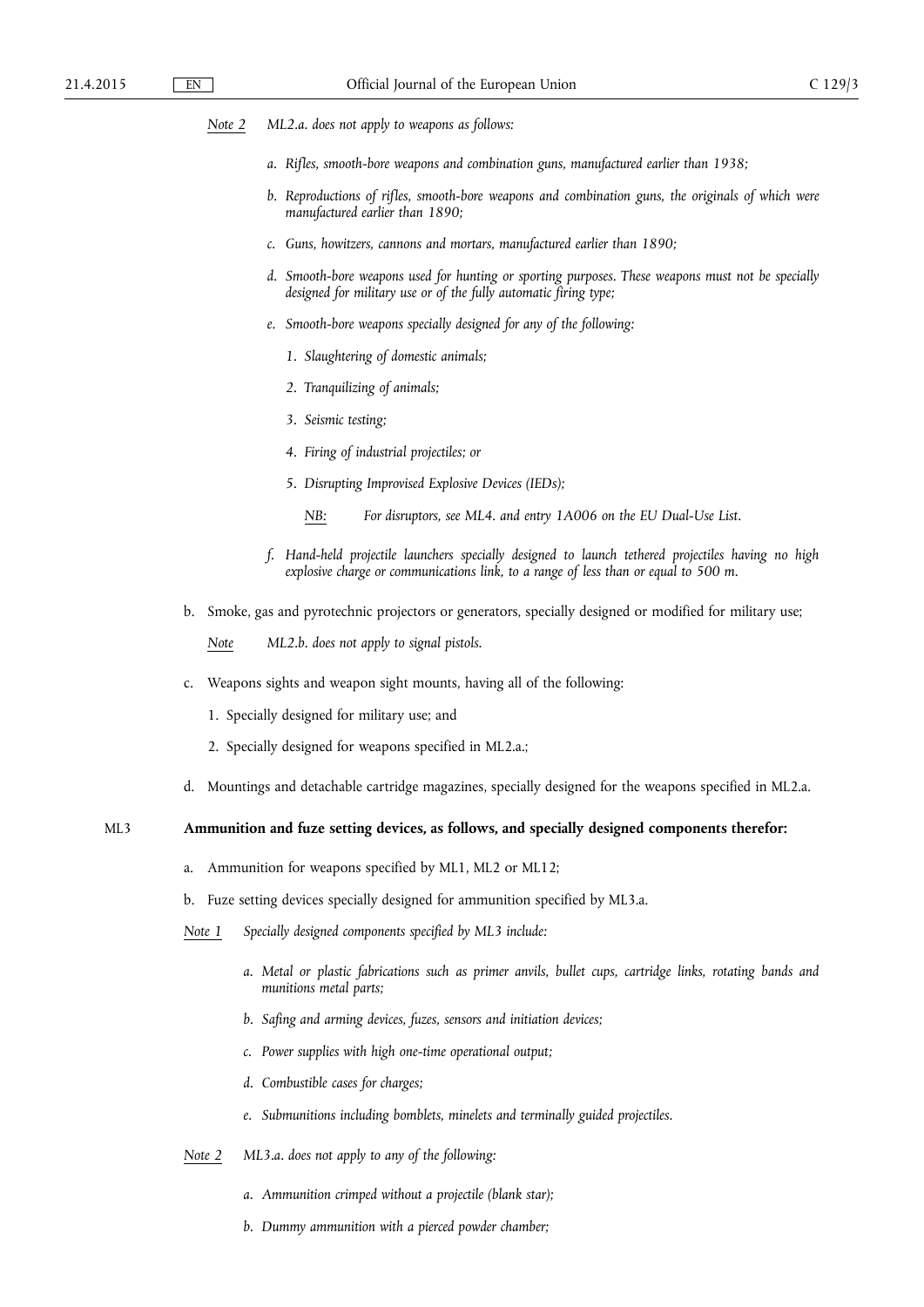*Note 2* *ML2.a. does not apply to weapons as follows:*

*a. Rifles, smooth-bore weapons and combination guns, manufactured earlier than 1938;*

*b. Reproductions of rifles, smooth-bore weapons and combination guns, the originals of which were manufactured earlier than 1890;*

*c. Guns, howitzers, cannons and mortars, manufactured earlier than 1890;*

*d. Smooth-bore weapons used for hunting or sporting purposes. These weapons must not be specially designed for military use or of the fully automatic firing type;*

*e. Smooth-bore weapons specially designed for any of the following:*

*1. Slaughtering of domestic animals;*

*2. Tranquilizing of animals;*

*3. Seismic testing;*

*4. Firing of industrial projectiles; or*

*5. Disrupting Improvised Explosive Devices (IEDs);*

*NB:* *For disruptors, see ML4. and entry 1A006 on the EU Dual-Use List.*

*f. Hand-held projectile launchers specially designed to launch tethered projectiles having no high explosive charge or communications link, to a range of less than or equal to 500 m.*

b. Smoke, gas and pyrotechnic projectors or generators, specially designed or modified for military use;

*Note* *ML2.b. does not apply to signal pistols.*

c. Weapons sights and weapon sight mounts, having all of the following:

1. Specially designed for military use; and

2. Specially designed for weapons specified in ML2.a.;

d. Mountings and detachable cartridge magazines, specially designed for the weapons specified in ML2.a.

ML3 **Ammunition and fuze setting devices, as follows, and specially designed components therefor:**

a. Ammunition for weapons specified by ML1, ML2 or ML12;

b. Fuze setting devices specially designed for ammunition specified by ML3.a.

*Note 1* *Specially designed components specified by ML3 include:*

*a. Metal or plastic fabrications such as primer anvils, bullet cups, cartridge links, rotating bands and munitions metal parts;*

*b. Safing and arming devices, fuzes, sensors and initiation devices;*

*c. Power supplies with high one-time operational output;*

*d. Combustible cases for charges;*

*e. Submunitions including bomblets, minelets and terminally guided projectiles.*

*Note 2* *ML3.a. does not apply to any of the following:*

*a. Ammunition crimped without a projectile (blank star);*

*b. Dummy ammunition with a pierced powder chamber;*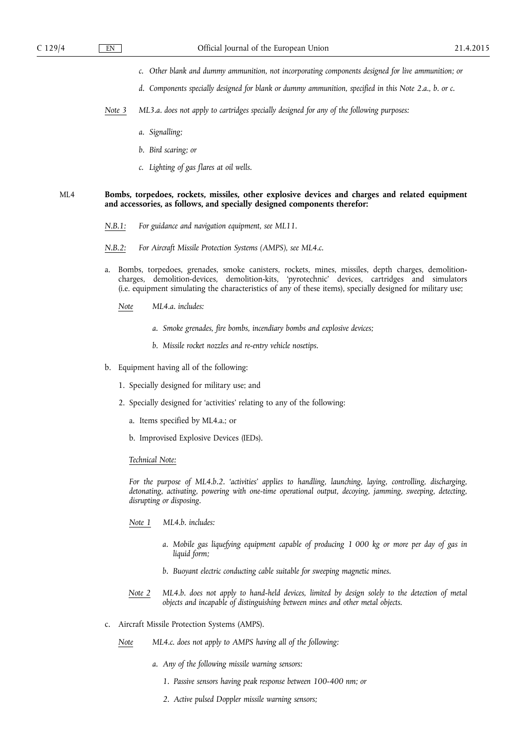*c. Other blank and dummy ammunition, not incorporating components designed for live ammunition; or*

*d. Components specially designed for blank or dummy ammunition, specified in this Note 2.a., b. or c.*

*Note 3* *ML3.a. does not apply to cartridges specially designed for any of the following purposes:*

*a. Signalling;*

*b. Bird scaring; or*

*c. Lighting of gas flares at oil wells.*

ML4 **Bombs, torpedoes, rockets, missiles, other explosive devices and charges and related equipment and accessories, as follows, and specially designed components therefor:**

*N.B.1:* *For guidance and navigation equipment, see ML11.*

*N.B.2:* *For Aircraft Missile Protection Systems (AMPS), see ML4.c.*

a. Bombs, torpedoes, grenades, smoke canisters, rockets, mines, missiles, depth charges, demolition-charges, demolition-devices, demolition-kits, 'pyrotechnic' devices, cartridges and simulators (i.e. equipment simulating the characteristics of any of these items), specially designed for military use;

*Note* *ML4.a. includes:*

*a. Smoke grenades, fire bombs, incendiary bombs and explosive devices;*

*b. Missile rocket nozzles and re-entry vehicle nosetips.*

b. Equipment having all of the following:

1. Specially designed for military use; and

2. Specially designed for 'activities' relating to any of the following:

a. Items specified by ML4.a.; or

b. Improvised Explosive Devices (IEDs).

*Technical Note:*

*For the purpose of ML4.b.2. 'activities' applies to handling, launching, laying, controlling, discharging, detonating, activating, powering with one-time operational output, decoying, jamming, sweeping, detecting, disrupting or disposing.*

*Note 1* *ML4.b. includes:*

*a. Mobile gas liquefying equipment capable of producing 1 000 kg or more per day of gas in liquid form;*

*b. Buoyant electric conducting cable suitable for sweeping magnetic mines.*

*Note 2* *ML4.b. does not apply to hand-held devices, limited by design solely to the detection of metal objects and incapable of distinguishing between mines and other metal objects.*

c. Aircraft Missile Protection Systems (AMPS).

*Note* *ML4.c. does not apply to AMPS having all of the following:*

*a. Any of the following missile warning sensors:*

*1. Passive sensors having peak response between 100-400 nm; or*

*2. Active pulsed Doppler missile warning sensors;*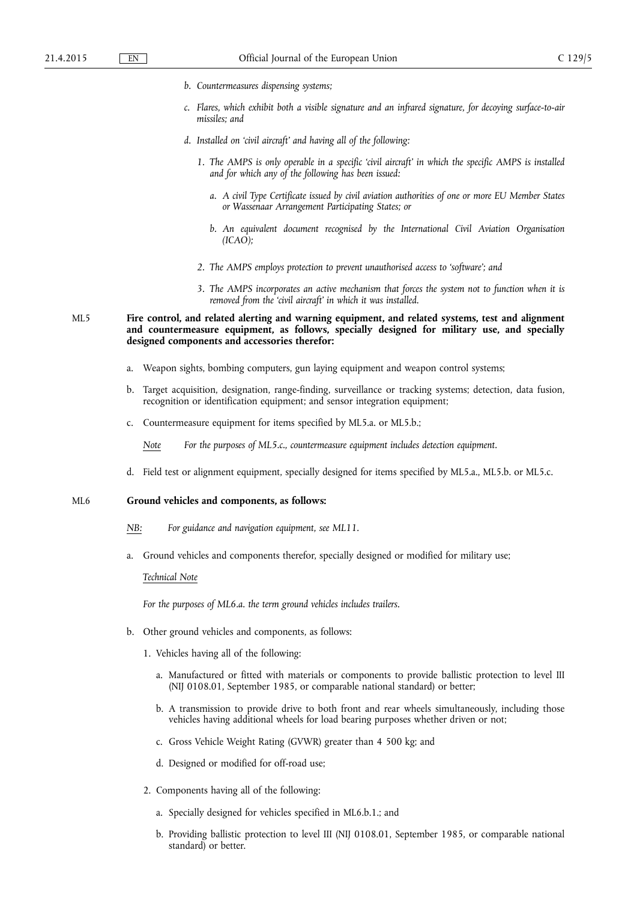*b. Countermeasures dispensing systems;*

*c. Flares, which exhibit both a visible signature and an infrared signature, for decoying surface-to-air missiles; and*

*d. Installed on 'civil aircraft' and having all of the following:*

*1. The AMPS is only operable in a specific 'civil aircraft' in which the specific AMPS is installed and for which any of the following has been issued:*

*a. A civil Type Certificate issued by civil aviation authorities of one or more EU Member States or Wassenaar Arrangement Participating States; or*

*b. An equivalent document recognised by the International Civil Aviation Organisation (ICAO);*

*2. The AMPS employs protection to prevent unauthorised access to 'software'; and*

*3. The AMPS incorporates an active mechanism that forces the system not to function when it is removed from the 'civil aircraft' in which it was installed.*

ML5 **Fire control, and related alerting and warning equipment, and related systems, test and alignment and countermeasure equipment, as follows, specially designed for military use, and specially designed components and accessories therefor:**

a. Weapon sights, bombing computers, gun laying equipment and weapon control systems;

b. Target acquisition, designation, range-finding, surveillance or tracking systems; detection, data fusion, recognition or identification equipment; and sensor integration equipment;

c. Countermeasure equipment for items specified by ML5.a. or ML5.b.;

<u>*Note*</u> *For the purposes of ML5.c., countermeasure equipment includes detection equipment.*

d. Field test or alignment equipment, specially designed for items specified by ML5.a., ML5.b. or ML5.c.

ML6 **Ground vehicles and components, as follows:**

<u>*NB:*</u> *For guidance and navigation equipment, see ML11.*

a. Ground vehicles and components therefor, specially designed or modified for military use;

<u>*Technical Note*</u>

*For the purposes of ML6.a. the term ground vehicles includes trailers.*

b. Other ground vehicles and components, as follows:

1. Vehicles having all of the following:

a. Manufactured or fitted with materials or components to provide ballistic protection to level III (NIJ 0108.01, September 1985, or comparable national standard) or better;

b. A transmission to provide drive to both front and rear wheels simultaneously, including those vehicles having additional wheels for load bearing purposes whether driven or not;

c. Gross Vehicle Weight Rating (GVWR) greater than 4 500 kg; and

d. Designed or modified for off-road use;

2. Components having all of the following:

a. Specially designed for vehicles specified in ML6.b.1.; and

b. Providing ballistic protection to level III (NIJ 0108.01, September 1985, or comparable national standard) or better.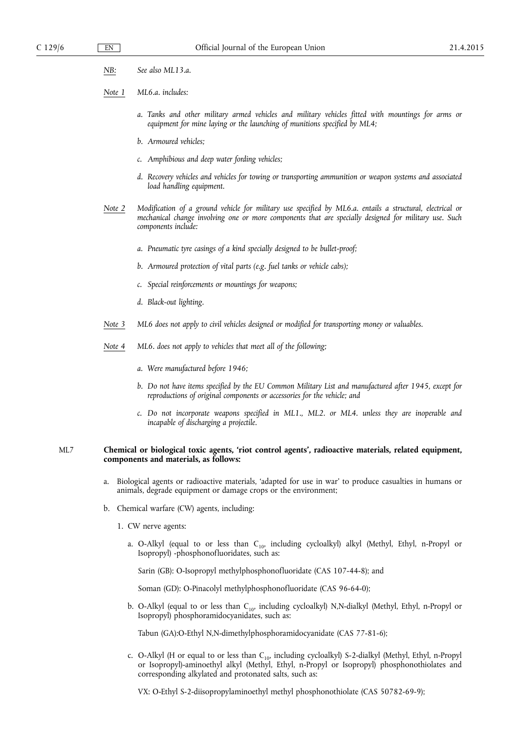*NB:* *See also ML13.a.*

*Note 1* *ML6.a. includes:*

*a. Tanks and other military armed vehicles and military vehicles fitted with mountings for arms or equipment for mine laying or the launching of munitions specified by ML4;*

*b. Armoured vehicles;*

*c. Amphibious and deep water fording vehicles;*

*d. Recovery vehicles and vehicles for towing or transporting ammunition or weapon systems and associated load handling equipment.*

*Note 2* *Modification of a ground vehicle for military use specified by ML6.a. entails a structural, electrical or mechanical change involving one or more components that are specially designed for military use. Such components include:*

*a. Pneumatic tyre casings of a kind specially designed to be bullet-proof;*

*b. Armoured protection of vital parts (e.g. fuel tanks or vehicle cabs);*

*c. Special reinforcements or mountings for weapons;*

*d. Black-out lighting.*

*Note 3* *ML6 does not apply to civil vehicles designed or modified for transporting money or valuables.*

*Note 4* *ML6. does not apply to vehicles that meet all of the following;*

*a. Were manufactured before 1946;*

*b. Do not have items specified by the EU Common Military List and manufactured after 1945, except for reproductions of original components or accessories for the vehicle; and*

*c. Do not incorporate weapons specified in ML1., ML2. or ML4. unless they are inoperable and incapable of discharging a projectile.*

ML7 **Chemical or biological toxic agents, 'riot control agents', radioactive materials, related equipment, components and materials, as follows:**

a. Biological agents or radioactive materials, 'adapted for use in war' to produce casualties in humans or animals, degrade equipment or damage crops or the environment;

b. Chemical warfare (CW) agents, including:

1. CW nerve agents:

a. O-Alkyl (equal to or less than $C_{10}$, including cycloalkyl) alkyl (Methyl, Ethyl, n-Propyl or Isopropyl) -phosphonofluoridates, such as:

Sarin (GB): O-Isopropyl methylphosphonofluoridate (CAS 107-44-8); and

Soman (GD): O-Pinacolyl methylphosphonofluoridate (CAS 96-64-0);

b. O-Alkyl (equal to or less than $C_{10}$, including cycloalkyl) N,N-dialkyl (Methyl, Ethyl, n-Propyl or Isopropyl) phosphoramidocyanidates, such as:

Tabun (GA):O-Ethyl N,N-dimethylphosphoramidocyanidate (CAS 77-81-6);

c. O-Alkyl (H or equal to or less than $C_{10}$, including cycloalkyl) S-2-dialkyl (Methyl, Ethyl, n-Propyl or Isopropyl)-aminoethyl alkyl (Methyl, Ethyl, n-Propyl or Isopropyl) phosphonothiolates and corresponding alkylated and protonated salts, such as:

VX: O-Ethyl S-2-diisopropylaminoethyl methyl phosphonothiolate (CAS 50782-69-9);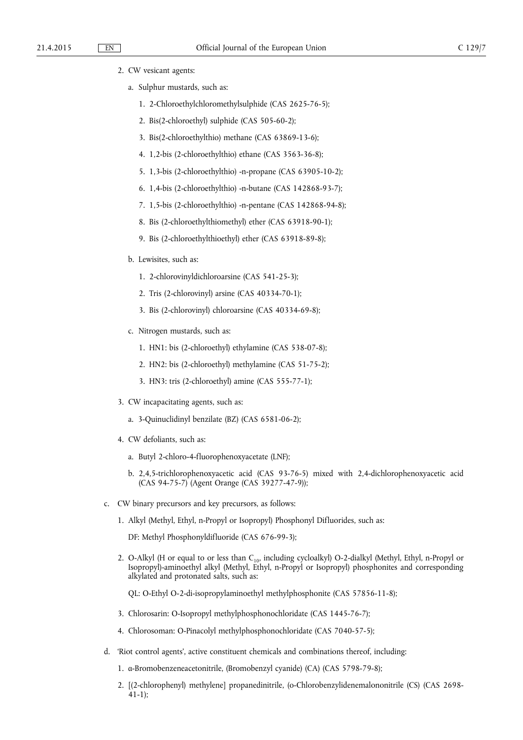2. CW vesicant agents:

   a. Sulphur mustards, such as:

      1. 2-Chloroethylchloromethylsulphide (CAS 2625-76-5);

      2. Bis(2-chloroethyl) sulphide (CAS 505-60-2);

      3. Bis(2-chloroethylthio) methane (CAS 63869-13-6);

      4. 1,2-bis (2-chloroethylthio) ethane (CAS 3563-36-8);

      5. 1,3-bis (2-chloroethylthio) -n-propane (CAS 63905-10-2);

      6. 1,4-bis (2-chloroethylthio) -n-butane (CAS 142868-93-7);

      7. 1,5-bis (2-chloroethylthio) -n-pentane (CAS 142868-94-8);

      8. Bis (2-chloroethylthiomethyl) ether (CAS 63918-90-1);

      9. Bis (2-chloroethylthioethyl) ether (CAS 63918-89-8);

   b. Lewisites, such as:

      1. 2-chlorovinyldichloroarsine (CAS 541-25-3);

      2. Tris (2-chlorovinyl) arsine (CAS 40334-70-1);

      3. Bis (2-chlorovinyl) chloroarsine (CAS 40334-69-8);

   c. Nitrogen mustards, such as:

      1. HN1: bis (2-chloroethyl) ethylamine (CAS 538-07-8);

      2. HN2: bis (2-chloroethyl) methylamine (CAS 51-75-2);

      3. HN3: tris (2-chloroethyl) amine (CAS 555-77-1);

3. CW incapacitating agents, such as:

   a. 3-Quinuclidinyl benzilate (BZ) (CAS 6581-06-2);

4. CW defoliants, such as:

   a. Butyl 2-chloro-4-fluorophenoxyacetate (LNF);

   b. 2,4,5-trichlorophenoxyacetic acid (CAS 93-76-5) mixed with 2,4-dichlorophenoxyacetic acid (CAS 94-75-7) (Agent Orange (CAS 39277-47-9));

c. CW binary precursors and key precursors, as follows:

   1. Alkyl (Methyl, Ethyl, n-Propyl or Isopropyl) Phosphonyl Difluorides, such as:

      DF: Methyl Phosphonyldifluoride (CAS 676-99-3);

   2. O-Alkyl (H or equal to or less than $C_{10}$, including cycloalkyl) O-2-dialkyl (Methyl, Ethyl, n-Propyl or Isopropyl)-aminoethyl alkyl (Methyl, Ethyl, n-Propyl or Isopropyl) phosphonites and corresponding alkylated and protonated salts, such as:

      QL: O-Ethyl O-2-di-isopropylaminoethyl methylphosphonite (CAS 57856-11-8);

   3. Chlorosarin: O-Isopropyl methylphosphonochloridate (CAS 1445-76-7);

   4. Chlorosoman: O-Pinacolyl methylphosphonochloridate (CAS 7040-57-5);

d. 'Riot control agents', active constituent chemicals and combinations thereof, including:

   1. α-Bromobenzeneacetonitrile, (Bromobenzyl cyanide) (CA) (CAS 5798-79-8);

   2. [(2-chlorophenyl) methylene] propanedinitrile, (o-Chlorobenzylidenemalononitrile (CS) (CAS 2698-41-1);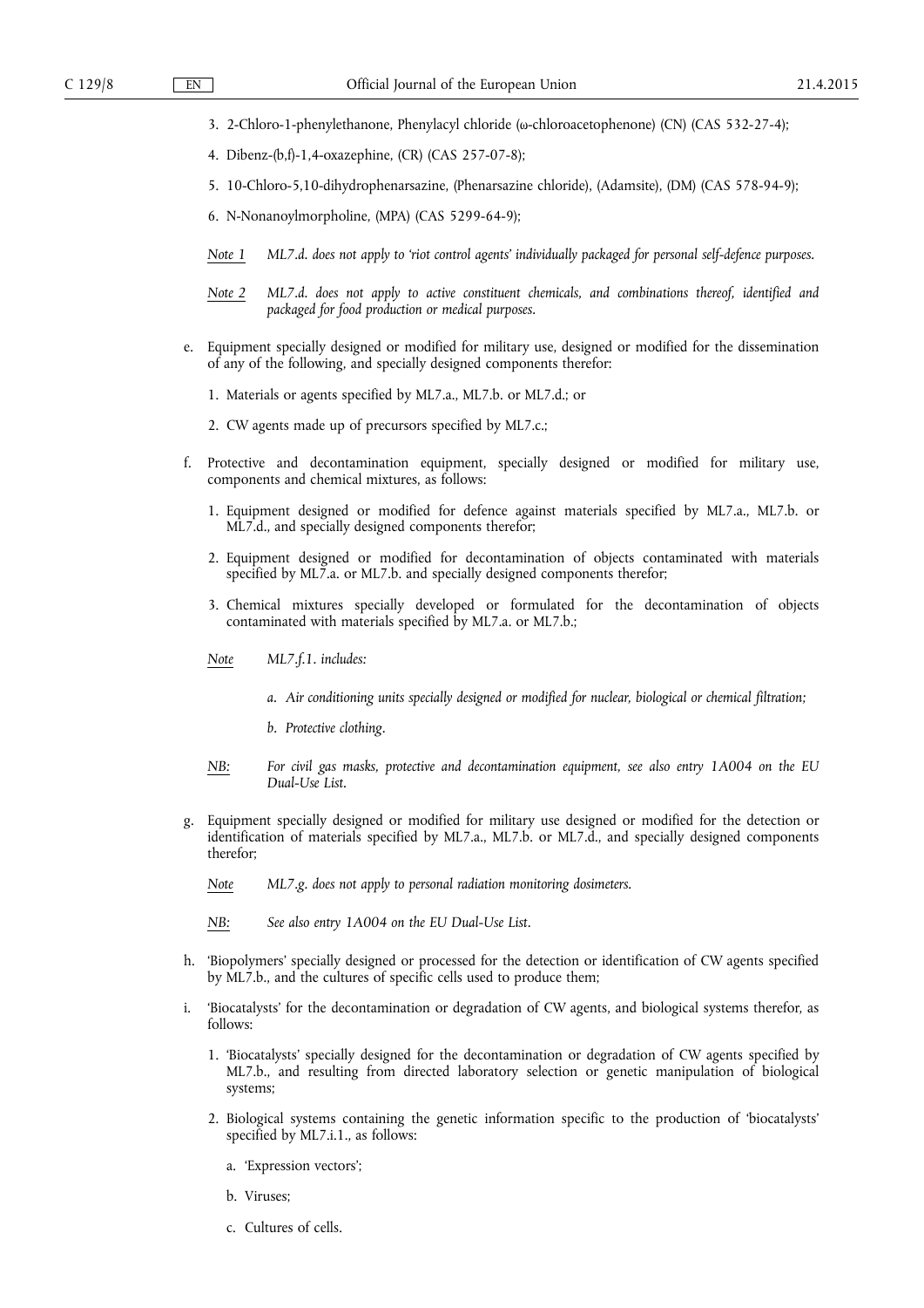3. 2-Chloro-1-phenylethanone, Phenylacyl chloride (ω-chloroacetophenone) (CN) (CAS 532-27-4);

4. Dibenz-(b,f)-1,4-oxazephine, (CR) (CAS 257-07-8);

5. 10-Chloro-5,10-dihydrophenarsazine, (Phenarsazine chloride), (Adamsite), (DM) (CAS 578-94-9);

6. N-Nonanoylmorpholine, (MPA) (CAS 5299-64-9);

*Note 1* *ML7.d. does not apply to 'riot control agents' individually packaged for personal self-defence purposes.*

*Note 2* *ML7.d. does not apply to active constituent chemicals, and combinations thereof, identified and packaged for food production or medical purposes.*

e. Equipment specially designed or modified for military use, designed or modified for the dissemination of any of the following, and specially designed components therefor:

1. Materials or agents specified by ML7.a., ML7.b. or ML7.d.; or

2. CW agents made up of precursors specified by ML7.c.;

f. Protective and decontamination equipment, specially designed or modified for military use, components and chemical mixtures, as follows:

1. Equipment designed or modified for defence against materials specified by ML7.a., ML7.b. or ML7.d., and specially designed components therefor;

2. Equipment designed or modified for decontamination of objects contaminated with materials specified by ML7.a. or ML7.b. and specially designed components therefor;

3. Chemical mixtures specially developed or formulated for the decontamination of objects contaminated with materials specified by ML7.a. or ML7.b.;

*Note* *ML7.f.1. includes:*

*a. Air conditioning units specially designed or modified for nuclear, biological or chemical filtration;*

*b. Protective clothing.*

*NB:* *For civil gas masks, protective and decontamination equipment, see also entry 1A004 on the EU Dual-Use List.*

g. Equipment specially designed or modified for military use designed or modified for the detection or identification of materials specified by ML7.a., ML7.b. or ML7.d., and specially designed components therefor;

*Note* *ML7.g. does not apply to personal radiation monitoring dosimeters.*

*NB:* *See also entry 1A004 on the EU Dual-Use List.*

h. 'Biopolymers' specially designed or processed for the detection or identification of CW agents specified by ML7.b., and the cultures of specific cells used to produce them;

i. 'Biocatalysts' for the decontamination or degradation of CW agents, and biological systems therefor, as follows:

1. 'Biocatalysts' specially designed for the decontamination or degradation of CW agents specified by ML7.b., and resulting from directed laboratory selection or genetic manipulation of biological systems;

2. Biological systems containing the genetic information specific to the production of 'biocatalysts' specified by ML7.i.1., as follows:

a. 'Expression vectors';

b. Viruses;

c. Cultures of cells.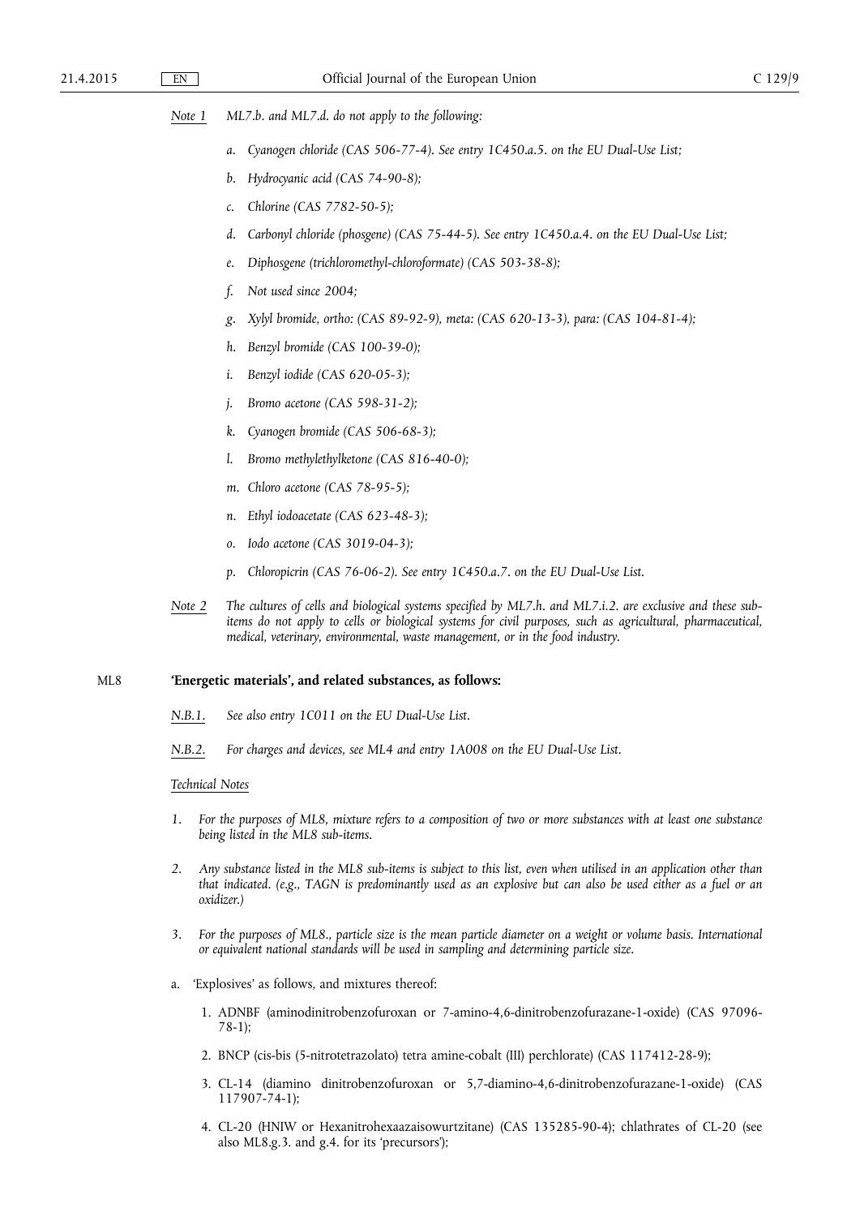*Note 1* *ML7.b. and ML7.d. do not apply to the following:*

*a. Cyanogen chloride (CAS 506-77-4). See entry 1C450.a.5. on the EU Dual-Use List;*

*b. Hydrocyanic acid (CAS 74-90-8);*

*c. Chlorine (CAS 7782-50-5);*

*d. Carbonyl chloride (phosgene) (CAS 75-44-5). See entry 1C450.a.4. on the EU Dual-Use List;*

*e. Diphosgene (trichloromethyl-chloroformate) (CAS 503-38-8);*

*f. Not used since 2004;*

*g. Xylyl bromide, ortho: (CAS 89-92-9), meta: (CAS 620-13-3), para: (CAS 104-81-4);*

*h. Benzyl bromide (CAS 100-39-0);*

*i. Benzyl iodide (CAS 620-05-3);*

*j. Bromo acetone (CAS 598-31-2);*

*k. Cyanogen bromide (CAS 506-68-3);*

*l. Bromo methylethylketone (CAS 816-40-0);*

*m. Chloro acetone (CAS 78-95-5);*

*n. Ethyl iodoacetate (CAS 623-48-3);*

*o. Iodo acetone (CAS 3019-04-3);*

*p. Chloropicrin (CAS 76-06-2). See entry 1C450.a.7. on the EU Dual-Use List.*

*Note 2* *The cultures of cells and biological systems specified by ML7.h. and ML7.i.2. are exclusive and these sub-items do not apply to cells or biological systems for civil purposes, such as agricultural, pharmaceutical, medical, veterinary, environmental, waste management, or in the food industry.*

ML8 **'Energetic materials', and related substances, as follows:**

*N.B.1.* *See also entry 1C011 on the EU Dual-Use List.*

*N.B.2.* *For charges and devices, see ML4 and entry 1A008 on the EU Dual-Use List.*

*Technical Notes*

1. *For the purposes of ML8, mixture refers to a composition of two or more substances with at least one substance being listed in the ML8 sub-items.*
2. *Any substance listed in the ML8 sub-items is subject to this list, even when utilised in an application other than that indicated. (e.g., TAGN is predominantly used as an explosive but can also be used either as a fuel or an oxidizer.)*
3. *For the purposes of ML8., particle size is the mean particle diameter on a weight or volume basis. International or equivalent national standards will be used in sampling and determining particle size.*

a. 'Explosives' as follows, and mixtures thereof:

1. ADNBF (aminodinitrobenzofuroxan or 7-amino-4,6-dinitrobenzofurazane-1-oxide) (CAS 97096-78-1);
2. BNCP (cis-bis (5-nitrotetrazolato) tetra amine-cobalt (III) perchlorate) (CAS 117412-28-9);
3. CL-14 (diamino dinitrobenzofuroxan or 5,7-diamino-4,6-dinitrobenzofurazane-1-oxide) (CAS 117907-74-1);
4. CL-20 (HNIW or Hexanitrohexaazaisowurtzitane) (CAS 135285-90-4); chlathrates of CL-20 (see also ML8.g.3. and g.4. for its 'precursors');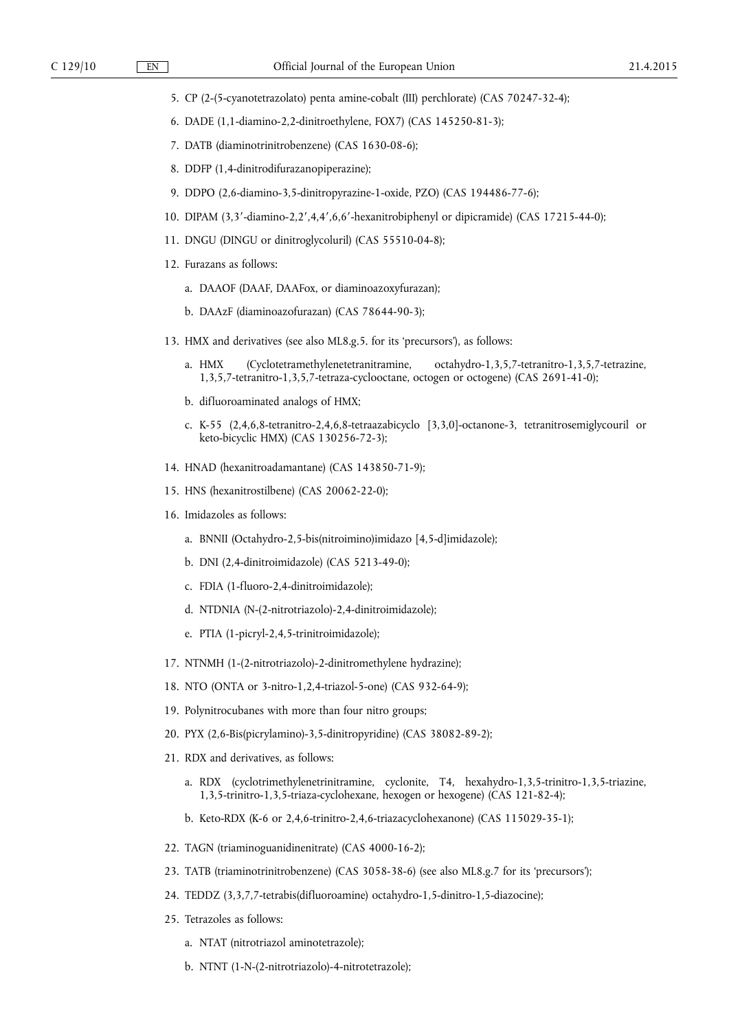5. CP (2-(5-cyanotetrazolato) penta amine-cobalt (III) perchlorate) (CAS 70247-32-4);
6. DADE (1,1-diamino-2,2-dinitroethylene, FOX7) (CAS 145250-81-3);
7. DATB (diaminotrinitrobenzene) (CAS 1630-08-6);
8. DDFP (1,4-dinitrodifurazanopiperazine);
9. DDPO (2,6-diamino-3,5-dinitropyrazine-1-oxide, PZO) (CAS 194486-77-6);
10. DIPAM (3,3′-diamino-2,2′,4,4′,6,6′-hexanitrobiphenyl or dipicramide) (CAS 17215-44-0);
11. DNGU (DINGU or dinitroglycoluril) (CAS 55510-04-8);
12. Furazans as follows:
    a. DAAOF (DAAF, DAAFox, or diaminoazoxyfurazan);
    b. DAAzF (diaminoazofurazan) (CAS 78644-90-3);
13. HMX and derivatives (see also ML8.g.5. for its 'precursors'), as follows:
    a. HMX (Cyclotetramethylenetetranitramine, octahydro-1,3,5,7-tetranitro-1,3,5,7-tetrazine, 1,3,5,7-tetranitro-1,3,5,7-tetraza-cyclooctane, octogen or octogene) (CAS 2691-41-0);
    b. difluoroaminated analogs of HMX;
    c. K-55 (2,4,6,8-tetranitro-2,4,6,8-tetraazabicyclo [3,3,0]-octanone-3, tetranitrosemiglycouril or keto-bicyclic HMX) (CAS 130256-72-3);
14. HNAD (hexanitroadamantane) (CAS 143850-71-9);
15. HNS (hexanitrostilbene) (CAS 20062-22-0);
16. Imidazoles as follows:
    a. BNNII (Octahydro-2,5-bis(nitroimino)imidazo [4,5-d]imidazole);
    b. DNI (2,4-dinitroimidazole) (CAS 5213-49-0);
    c. FDIA (1-fluoro-2,4-dinitroimidazole);
    d. NTDNIA (N-(2-nitrotriazolo)-2,4-dinitroimidazole);
    e. PTIA (1-picryl-2,4,5-trinitroimidazole);
17. NTNMH (1-(2-nitrotriazolo)-2-dinitromethylene hydrazine);
18. NTO (ONTA or 3-nitro-1,2,4-triazol-5-one) (CAS 932-64-9);
19. Polynitrocubanes with more than four nitro groups;
20. PYX (2,6-Bis(picrylamino)-3,5-dinitropyridine) (CAS 38082-89-2);
21. RDX and derivatives, as follows:
    a. RDX (cyclotrimethylenetrinitramine, cyclonite, T4, hexahydro-1,3,5-trinitro-1,3,5-triazine, 1,3,5-trinitro-1,3,5-triaza-cyclohexane, hexogen or hexogene) (CAS 121-82-4);
    b. Keto-RDX (K-6 or 2,4,6-trinitro-2,4,6-triazacyclohexanone) (CAS 115029-35-1);
22. TAGN (triaminoguanidinenitrate) (CAS 4000-16-2);
23. TATB (triaminotrinitrobenzene) (CAS 3058-38-6) (see also ML8.g.7 for its 'precursors');
24. TEDDZ (3,3,7,7-tetrabis(difluoroamine) octahydro-1,5-dinitro-1,5-diazocine);
25. Tetrazoles as follows:
    a. NTAT (nitrotriazol aminotetrazole);
    b. NTNT (1-N-(2-nitrotriazolo)-4-nitrotetrazole);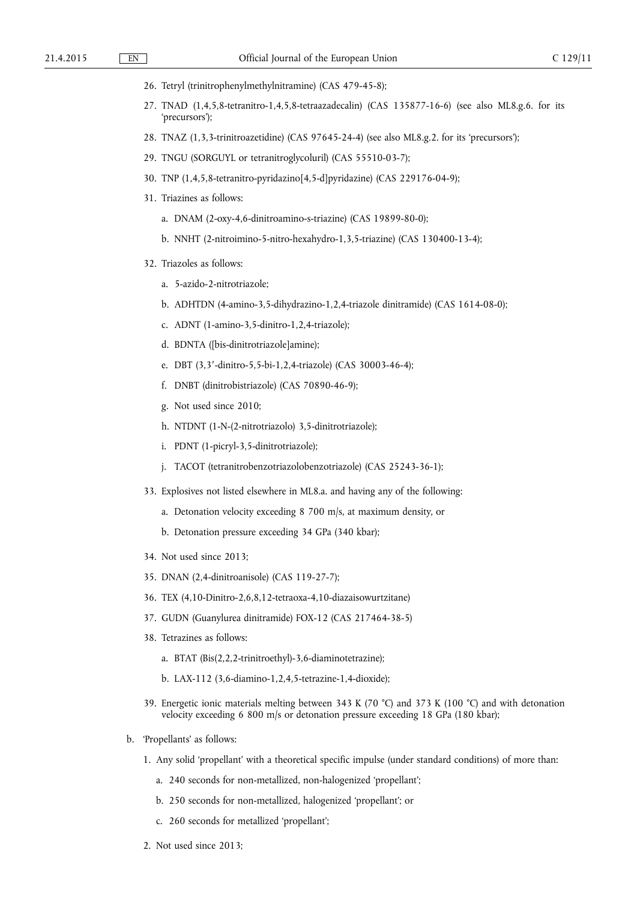26. Tetryl (trinitrophenylmethylnitramine) (CAS 479-45-8);
27. TNAD (1,4,5,8-tetranitro-1,4,5,8-tetraazadecalin) (CAS 135877-16-6) (see also ML8.g.6. for its 'precursors');
28. TNAZ (1,3,3-trinitroazetidine) (CAS 97645-24-4) (see also ML8.g.2. for its 'precursors');
29. TNGU (SORGUYL or tetranitroglycoluril) (CAS 55510-03-7);
30. TNP (1,4,5,8-tetranitro-pyridazino[4,5-d]pyridazine) (CAS 229176-04-9);
31. Triazines as follows:
    a. DNAM (2-oxy-4,6-dinitroamino-s-triazine) (CAS 19899-80-0);
    b. NNHT (2-nitroimino-5-nitro-hexahydro-1,3,5-triazine) (CAS 130400-13-4);
32. Triazoles as follows:
    a. 5-azido-2-nitrotriazole;
    b. ADHTDN (4-amino-3,5-dihydrazino-1,2,4-triazole dinitramide) (CAS 1614-08-0);
    c. ADNT (1-amino-3,5-dinitro-1,2,4-triazole);
    d. BDNTA ([bis-dinitrotriazole]amine);
    e. DBT (3,3′-dinitro-5,5-bi-1,2,4-triazole) (CAS 30003-46-4);
    f. DNBT (dinitrobistriazole) (CAS 70890-46-9);
    g. Not used since 2010;
    h. NTDNT (1-N-(2-nitrotriazolo) 3,5-dinitrotriazole);
    i. PDNT (1-picryl-3,5-dinitrotriazole);
    j. TACOT (tetranitrobenzotriazolobenzotriazole) (CAS 25243-36-1);
33. Explosives not listed elsewhere in ML8.a. and having any of the following:
    a. Detonation velocity exceeding 8 700 m/s, at maximum density, or
    b. Detonation pressure exceeding 34 GPa (340 kbar);
34. Not used since 2013;
35. DNAN (2,4-dinitroanisole) (CAS 119-27-7);
36. TEX (4,10-Dinitro-2,6,8,12-tetraoxa-4,10-diazaisowurtzitane)
37. GUDN (Guanylurea dinitramide) FOX-12 (CAS 217464-38-5)
38. Tetrazines as follows:
    a. BTAT (Bis(2,2,2-trinitroethyl)-3,6-diaminotetrazine);
    b. LAX-112 (3,6-diamino-1,2,4,5-tetrazine-1,4-dioxide);
39. Energetic ionic materials melting between 343 K (70 °C) and 373 K (100 °C) and with detonation velocity exceeding 6 800 m/s or detonation pressure exceeding 18 GPa (180 kbar);

b. 'Propellants' as follows:
   1. Any solid 'propellant' with a theoretical specific impulse (under standard conditions) of more than:
      a. 240 seconds for non-metallized, non-halogenized 'propellant';
      b. 250 seconds for non-metallized, halogenized 'propellant'; or
      c. 260 seconds for metallized 'propellant';
   2. Not used since 2013;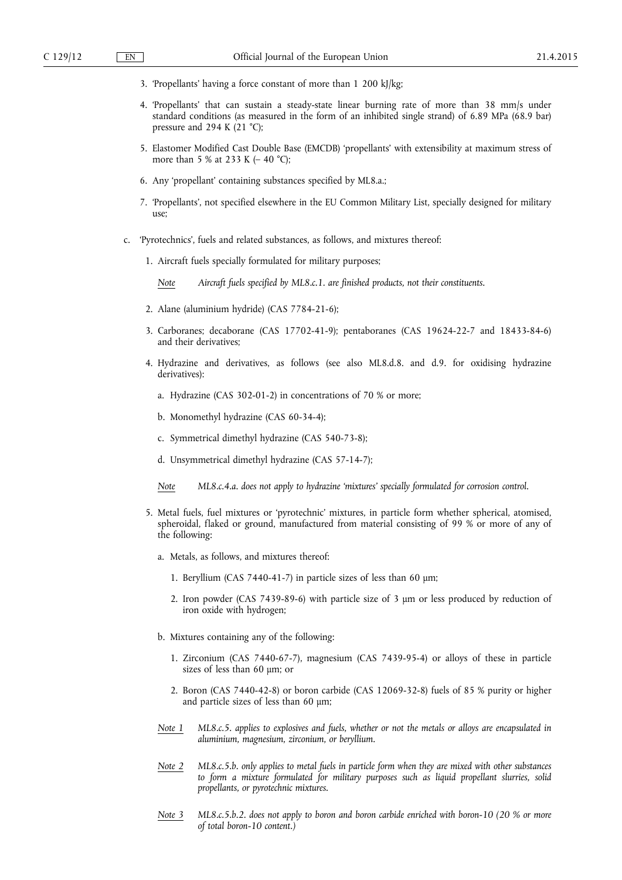3. 'Propellants' having a force constant of more than 1 200 kJ/kg;

4. 'Propellants' that can sustain a steady-state linear burning rate of more than 38 mm/s under standard conditions (as measured in the form of an inhibited single strand) of 6.89 MPa (68.9 bar) pressure and 294 K (21 °C);

5. Elastomer Modified Cast Double Base (EMCDB) 'propellants' with extensibility at maximum stress of more than 5 % at 233 K (– 40 °C);

6. Any 'propellant' containing substances specified by ML8.a.;

7. 'Propellants', not specified elsewhere in the EU Common Military List, specially designed for military use;

c. 'Pyrotechnics', fuels and related substances, as follows, and mixtures thereof:

1. Aircraft fuels specially formulated for military purposes;

   Note *Aircraft fuels specified by ML8.c.1. are finished products, not their constituents.*

2. Alane (aluminium hydride) (CAS 7784-21-6);

3. Carboranes; decaborane (CAS 17702-41-9); pentaboranes (CAS 19624-22-7 and 18433-84-6) and their derivatives;

4. Hydrazine and derivatives, as follows (see also ML8.d.8. and d.9. for oxidising hydrazine derivatives):

   a. Hydrazine (CAS 302-01-2) in concentrations of 70 % or more;

   b. Monomethyl hydrazine (CAS 60-34-4);

   c. Symmetrical dimethyl hydrazine (CAS 540-73-8);

   d. Unsymmetrical dimethyl hydrazine (CAS 57-14-7);

   Note *ML8.c.4.a. does not apply to hydrazine 'mixtures' specially formulated for corrosion control.*

5. Metal fuels, fuel mixtures or 'pyrotechnic' mixtures, in particle form whether spherical, atomised, spheroidal, flaked or ground, manufactured from material consisting of 99 % or more of any of the following:

   a. Metals, as follows, and mixtures thereof:

      1. Beryllium (CAS 7440-41-7) in particle sizes of less than 60 µm;

      2. Iron powder (CAS 7439-89-6) with particle size of 3 µm or less produced by reduction of iron oxide with hydrogen;

   b. Mixtures containing any of the following:

      1. Zirconium (CAS 7440-67-7), magnesium (CAS 7439-95-4) or alloys of these in particle sizes of less than 60 µm; or

      2. Boron (CAS 7440-42-8) or boron carbide (CAS 12069-32-8) fuels of 85 % purity or higher and particle sizes of less than 60 µm;

   Note 1 *ML8.c.5. applies to explosives and fuels, whether or not the metals or alloys are encapsulated in aluminium, magnesium, zirconium, or beryllium.*

   Note 2 *ML8.c.5.b. only applies to metal fuels in particle form when they are mixed with other substances to form a mixture formulated for military purposes such as liquid propellant slurries, solid propellants, or pyrotechnic mixtures.*

   Note 3 *ML8.c.5.b.2. does not apply to boron and boron carbide enriched with boron-10 (20 % or more of total boron-10 content.)*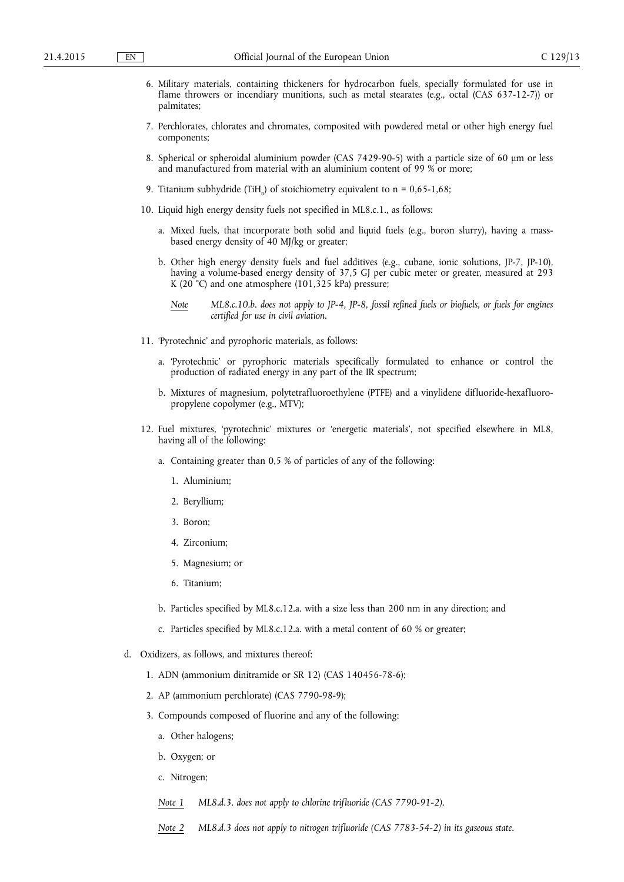6. Military materials, containing thickeners for hydrocarbon fuels, specially formulated for use in flame throwers or incendiary munitions, such as metal stearates (e.g., octal (CAS 637-12-7)) or palmitates;

7. Perchlorates, chlorates and chromates, composited with powdered metal or other high energy fuel components;

8. Spherical or spheroidal aluminium powder (CAS 7429-90-5) with a particle size of 60 µm or less and manufactured from material with an aluminium content of 99 % or more;

9. Titanium subhydride ($TiH_n$) of stoichiometry equivalent to n = 0,65-1,68;

10. Liquid high energy density fuels not specified in ML8.c.1., as follows:

    a. Mixed fuels, that incorporate both solid and liquid fuels (e.g., boron slurry), having a mass-based energy density of 40 MJ/kg or greater;

    b. Other high energy density fuels and fuel additives (e.g., cubane, ionic solutions, JP-7, JP-10), having a volume-based energy density of 37,5 GJ per cubic meter or greater, measured at 293 K (20 °C) and one atmosphere (101,325 kPa) pressure;

    *Note* *ML8.c.10.b. does not apply to JP-4, JP-8, fossil refined fuels or biofuels, or fuels for engines certified for use in civil aviation.*

11. 'Pyrotechnic' and pyrophoric materials, as follows:

    a. 'Pyrotechnic' or pyrophoric materials specifically formulated to enhance or control the production of radiated energy in any part of the IR spectrum;

    b. Mixtures of magnesium, polytetrafluoroethylene (PTFE) and a vinylidene difluoride-hexafluoro-propylene copolymer (e.g., MTV);

12. Fuel mixtures, 'pyrotechnic' mixtures or 'energetic materials', not specified elsewhere in ML8, having all of the following:

    a. Containing greater than 0,5 % of particles of any of the following:

        1. Aluminium;

        2. Beryllium;

        3. Boron;

        4. Zirconium;

        5. Magnesium; or

        6. Titanium;

    b. Particles specified by ML8.c.12.a. with a size less than 200 nm in any direction; and

    c. Particles specified by ML8.c.12.a. with a metal content of 60 % or greater;

d. Oxidizers, as follows, and mixtures thereof:

    1. ADN (ammonium dinitramide or SR 12) (CAS 140456-78-6);

    2. AP (ammonium perchlorate) (CAS 7790-98-9);

    3. Compounds composed of fluorine and any of the following:

        a. Other halogens;

        b. Oxygen; or

        c. Nitrogen;

    *Note 1* *ML8.d.3. does not apply to chlorine trifluoride (CAS 7790-91-2).*

    *Note 2* *ML8.d.3 does not apply to nitrogen trifluoride (CAS 7783-54-2) in its gaseous state.*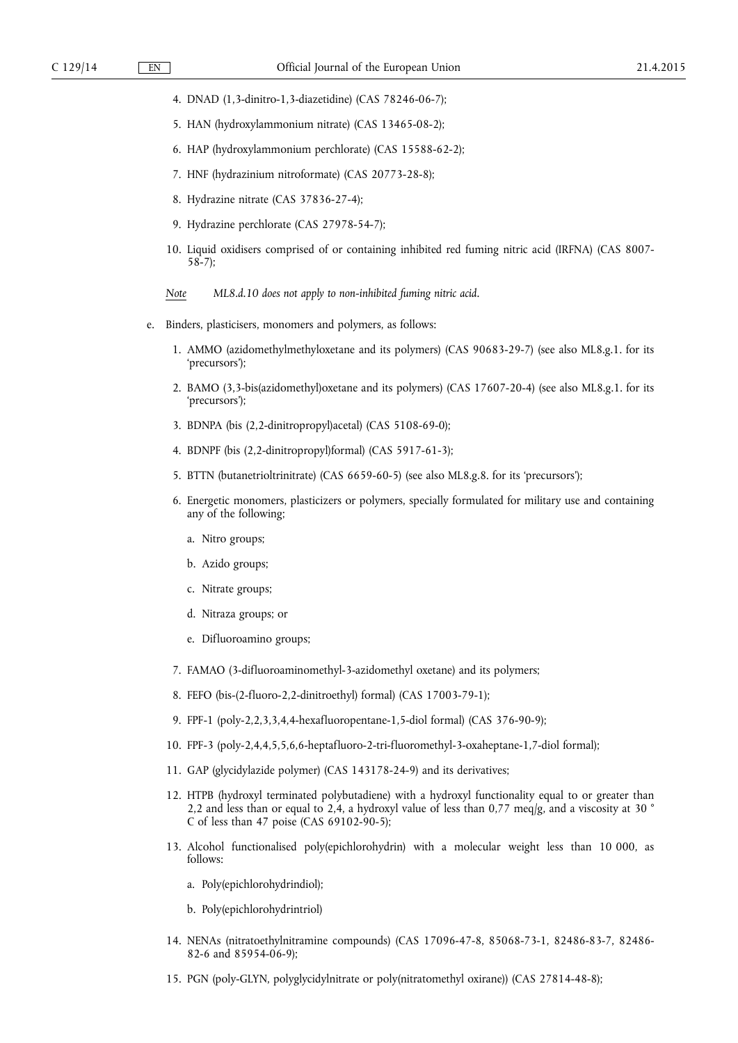4. DNAD (1,3-dinitro-1,3-diazetidine) (CAS 78246-06-7);

5. HAN (hydroxylammonium nitrate) (CAS 13465-08-2);

6. HAP (hydroxylammonium perchlorate) (CAS 15588-62-2);

7. HNF (hydrazinium nitroformate) (CAS 20773-28-8);

8. Hydrazine nitrate (CAS 37836-27-4);

9. Hydrazine perchlorate (CAS 27978-54-7);

10. Liquid oxidisers comprised of or containing inhibited red fuming nitric acid (IRFNA) (CAS 8007-58-7);

*Note* *ML8.d.10 does not apply to non-inhibited fuming nitric acid.*

e. Binders, plasticisers, monomers and polymers, as follows:

1. AMMO (azidomethylmethyloxetane and its polymers) (CAS 90683-29-7) (see also ML8.g.1. for its 'precursors');

2. BAMO (3,3-bis(azidomethyl)oxetane and its polymers) (CAS 17607-20-4) (see also ML8.g.1. for its 'precursors');

3. BDNPA (bis (2,2-dinitropropyl)acetal) (CAS 5108-69-0);

4. BDNPF (bis (2,2-dinitropropyl)formal) (CAS 5917-61-3);

5. BTTN (butanetrioltrinitrate) (CAS 6659-60-5) (see also ML8.g.8. for its 'precursors');

6. Energetic monomers, plasticizers or polymers, specially formulated for military use and containing any of the following;

   a. Nitro groups;

   b. Azido groups;

   c. Nitrate groups;

   d. Nitraza groups; or

   e. Difluoroamino groups;

7. FAMAO (3-difluoroaminomethyl-3-azidomethyl oxetane) and its polymers;

8. FEFO (bis-(2-fluoro-2,2-dinitroethyl) formal) (CAS 17003-79-1);

9. FPF-1 (poly-2,2,3,3,4,4-hexafluoropentane-1,5-diol formal) (CAS 376-90-9);

10. FPF-3 (poly-2,4,4,5,5,6,6-heptafluoro-2-tri-fluoromethyl-3-oxaheptane-1,7-diol formal);

11. GAP (glycidylazide polymer) (CAS 143178-24-9) and its derivatives;

12. HTPB (hydroxyl terminated polybutadiene) with a hydroxyl functionality equal to or greater than 2,2 and less than or equal to 2,4, a hydroxyl value of less than 0,77 meq/g, and a viscosity at 30 °C of less than 47 poise (CAS 69102-90-5);

13. Alcohol functionalised poly(epichlorohydrin) with a molecular weight less than 10 000, as follows:

   a. Poly(epichlorohydrindiol);

   b. Poly(epichlorohydrintriol)

14. NENAs (nitratoethylnitramine compounds) (CAS 17096-47-8, 85068-73-1, 82486-83-7, 82486-82-6 and 85954-06-9);

15. PGN (poly-GLYN, polyglycidylnitrate or poly(nitratomethyl oxirane)) (CAS 27814-48-8);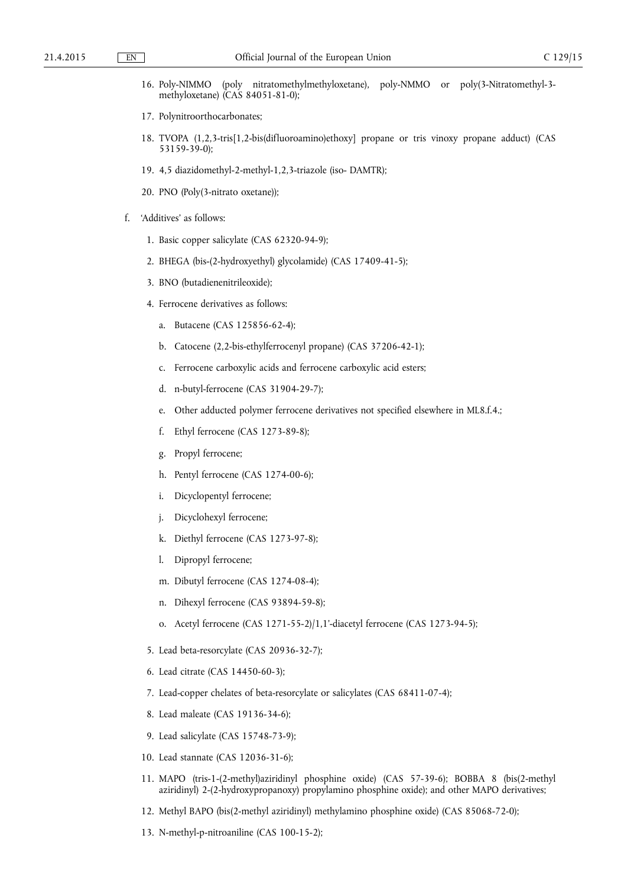16. Poly-NIMMO (poly nitratomethylmethyloxetane), poly-NMMO or poly(3-Nitratomethyl-3-methyloxetane) (CAS 84051-81-0);

17. Polynitroorthocarbonates;

18. TVOPA (1,2,3-tris[1,2-bis(difluoroamino)ethoxy] propane or tris vinoxy propane adduct) (CAS 53159-39-0);

19. 4,5 diazidomethyl-2-methyl-1,2,3-triazole (iso- DAMTR);

20. PNO (Poly(3-nitrato oxetane));

f. 'Additives' as follows:

1. Basic copper salicylate (CAS 62320-94-9);

2. BHEGA (bis-(2-hydroxyethyl) glycolamide) (CAS 17409-41-5);

3. BNO (butadienenitrileoxide);

4. Ferrocene derivatives as follows:

   a. Butacene (CAS 125856-62-4);

   b. Catocene (2,2-bis-ethylferrocenyl propane) (CAS 37206-42-1);

   c. Ferrocene carboxylic acids and ferrocene carboxylic acid esters;

   d. n-butyl-ferrocene (CAS 31904-29-7);

   e. Other adducted polymer ferrocene derivatives not specified elsewhere in ML8.f.4.;

   f. Ethyl ferrocene (CAS 1273-89-8);

   g. Propyl ferrocene;

   h. Pentyl ferrocene (CAS 1274-00-6);

   i. Dicyclopentyl ferrocene;

   j. Dicyclohexyl ferrocene;

   k. Diethyl ferrocene (CAS 1273-97-8);

   l. Dipropyl ferrocene;

   m. Dibutyl ferrocene (CAS 1274-08-4);

   n. Dihexyl ferrocene (CAS 93894-59-8);

   o. Acetyl ferrocene (CAS 1271-55-2)/1,1'-diacetyl ferrocene (CAS 1273-94-5);

5. Lead beta-resorcylate (CAS 20936-32-7);

6. Lead citrate (CAS 14450-60-3);

7. Lead-copper chelates of beta-resorcylate or salicylates (CAS 68411-07-4);

8. Lead maleate (CAS 19136-34-6);

9. Lead salicylate (CAS 15748-73-9);

10. Lead stannate (CAS 12036-31-6);

11. MAPO (tris-1-(2-methyl)aziridinyl phosphine oxide) (CAS 57-39-6); BOBBA 8 (bis(2-methyl aziridinyl) 2-(2-hydroxypropanoxy) propylamino phosphine oxide); and other MAPO derivatives;

12. Methyl BAPO (bis(2-methyl aziridinyl) methylamino phosphine oxide) (CAS 85068-72-0);

13. N-methyl-p-nitroaniline (CAS 100-15-2);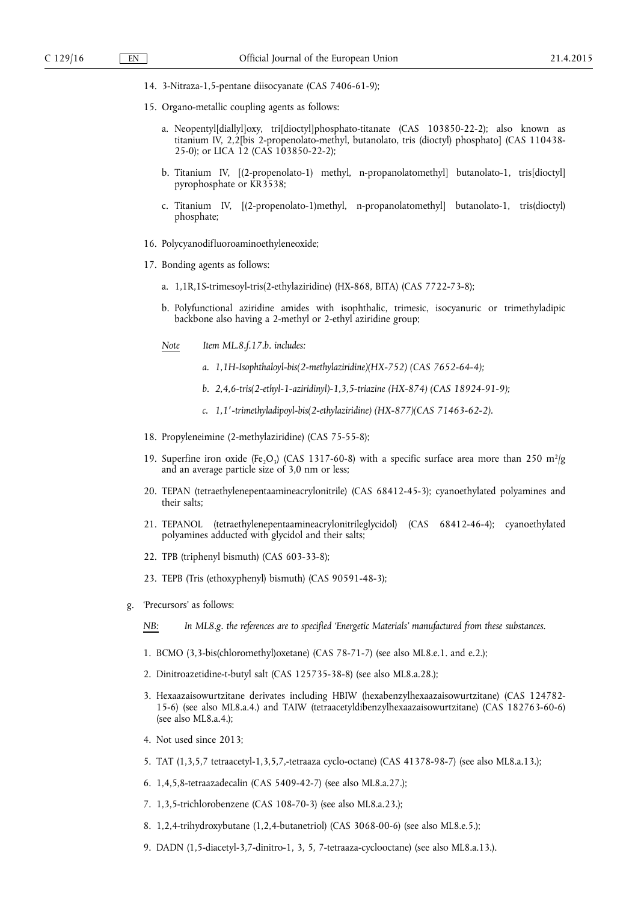14. 3-Nitraza-1,5-pentane diisocyanate (CAS 7406-61-9);

15. Organo-metallic coupling agents as follows:

    a. Neopentyl[diallyl]oxy, tri[dioctyl]phosphato-titanate (CAS 103850-22-2); also known as titanium IV, 2,2[bis 2-propenolato-methyl, butanolato, tris (dioctyl) phosphato] (CAS 110438-25-0); or LICA 12 (CAS 103850-22-2);

    b. Titanium IV, [(2-propenolato-1) methyl, n-propanolatomethyl] butanolato-1, tris[dioctyl] pyrophosphate or KR3538;

    c. Titanium IV, [(2-propenolato-1)methyl, n-propanolatomethyl] butanolato-1, tris(dioctyl) phosphate;

16. Polycyanodifluoroaminoethyleneoxide;

17. Bonding agents as follows:

    a. 1,1R,1S-trimesoyl-tris(2-ethylaziridine) (HX-868, BITA) (CAS 7722-73-8);

    b. Polyfunctional aziridine amides with isophthalic, trimesic, isocyanuric or trimethyladipic backbone also having a 2-methyl or 2-ethyl aziridine group;

    *Note* *Item ML.8.f.17.b. includes:*

    *a. 1,1H-Isophthaloyl-bis(2-methylaziridine)(HX-752) (CAS 7652-64-4);*

    *b. 2,4,6-tris(2-ethyl-1-aziridinyl)-1,3,5-triazine (HX-874) (CAS 18924-91-9);*

    *c. 1,1′-trimethyladipoyl-bis(2-ethylaziridine) (HX-877)(CAS 71463-62-2).*

18. Propyleneimine (2-methylaziridine) (CAS 75-55-8);

19. Superfine iron oxide ($Fe_2O_3$) (CAS 1317-60-8) with a specific surface area more than 250 $m^2/g$ and an average particle size of 3,0 nm or less;

20. TEPAN (tetraethylenepentaamineacrylonitrile) (CAS 68412-45-3); cyanoethylated polyamines and their salts;

21. TEPANOL (tetraethylenepentaamineacrylonitrileglycidol) (CAS 68412-46-4); cyanoethylated polyamines adducted with glycidol and their salts;

22. TPB (triphenyl bismuth) (CAS 603-33-8);

23. TEPB (Tris (ethoxyphenyl) bismuth) (CAS 90591-48-3);

g. 'Precursors' as follows:

   *NB:* *In ML8.g. the references are to specified 'Energetic Materials' manufactured from these substances.*

   1. BCMO (3,3-bis(chloromethyl)oxetane) (CAS 78-71-7) (see also ML8.e.1. and e.2.);

   2. Dinitroazetidine-t-butyl salt (CAS 125735-38-8) (see also ML8.a.28.);

   3. Hexaazaisowurtzitane derivates including HBIW (hexabenzylhexaazaisowurtzitane) (CAS 124782-15-6) (see also ML8.a.4.) and TAIW (tetraacetyldibenzylhexaazaisowurtzitane) (CAS 182763-60-6) (see also ML8.a.4.);

   4. Not used since 2013;

   5. TAT (1,3,5,7 tetraacetyl-1,3,5,7,-tetraaza cyclo-octane) (CAS 41378-98-7) (see also ML8.a.13.);

   6. 1,4,5,8-tetraazadecalin (CAS 5409-42-7) (see also ML8.a.27.);

   7. 1,3,5-trichlorobenzene (CAS 108-70-3) (see also ML8.a.23.);

   8. 1,2,4-trihydroxybutane (1,2,4-butanetriol) (CAS 3068-00-6) (see also ML8.e.5.);

   9. DADN (1,5-diacetyl-3,7-dinitro-1, 3, 5, 7-tetraaza-cyclooctane) (see also ML8.a.13.).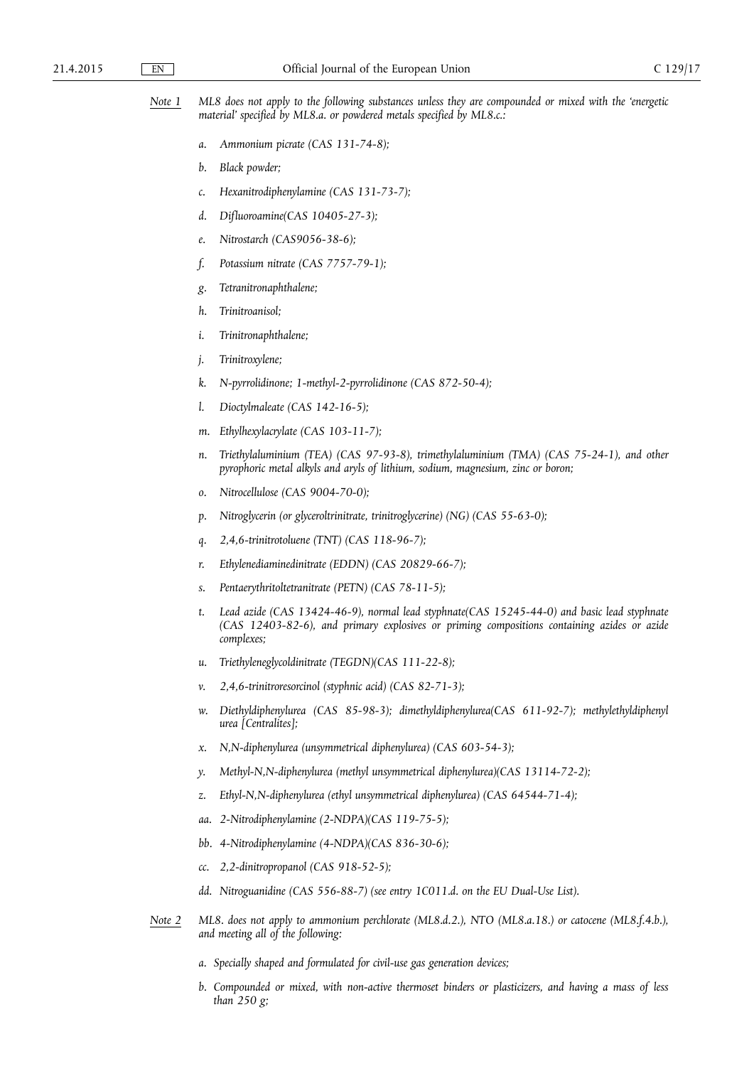*Note 1* *ML8 does not apply to the following substances unless they are compounded or mixed with the 'energetic material' specified by ML8.a. or powdered metals specified by ML8.c.:*

*a. Ammonium picrate (CAS 131-74-8);*

*b. Black powder;*

*c. Hexanitrodiphenylamine (CAS 131-73-7);*

*d. Difluoroamine(CAS 10405-27-3);*

*e. Nitrostarch (CAS9056-38-6);*

*f. Potassium nitrate (CAS 7757-79-1);*

*g. Tetranitronaphthalene;*

*h. Trinitroanisol;*

*i. Trinitronaphthalene;*

*j. Trinitroxylene;*

*k. N-pyrrolidinone; 1-methyl-2-pyrrolidinone (CAS 872-50-4);*

*l. Dioctylmaleate (CAS 142-16-5);*

*m. Ethylhexylacrylate (CAS 103-11-7);*

*n. Triethylaluminium (TEA) (CAS 97-93-8), trimethylaluminium (TMA) (CAS 75-24-1), and other pyrophoric metal alkyls and aryls of lithium, sodium, magnesium, zinc or boron;*

*o. Nitrocellulose (CAS 9004-70-0);*

*p. Nitroglycerin (or glyceroltrinitrate, trinitroglycerine) (NG) (CAS 55-63-0);*

*q. 2,4,6-trinitrotoluene (TNT) (CAS 118-96-7);*

*r. Ethylenediaminedinitrate (EDDN) (CAS 20829-66-7);*

*s. Pentaerythritoltetranitrate (PETN) (CAS 78-11-5);*

*t. Lead azide (CAS 13424-46-9), normal lead styphnate(CAS 15245-44-0) and basic lead styphnate (CAS 12403-82-6), and primary explosives or priming compositions containing azides or azide complexes;*

*u. Triethyleneglycoldinitrate (TEGDN)(CAS 111-22-8);*

*v. 2,4,6-trinitroresorcinol (styphnic acid) (CAS 82-71-3);*

*w. Diethyldiphenylurea (CAS 85-98-3); dimethyldiphenylurea(CAS 611-92-7); methylethyldiphenyl urea [Centralites];*

*x. N,N-diphenylurea (unsymmetrical diphenylurea) (CAS 603-54-3);*

*y. Methyl-N,N-diphenylurea (methyl unsymmetrical diphenylurea)(CAS 13114-72-2);*

*z. Ethyl-N,N-diphenylurea (ethyl unsymmetrical diphenylurea) (CAS 64544-71-4);*

*aa. 2-Nitrodiphenylamine (2-NDPA)(CAS 119-75-5);*

*bb. 4-Nitrodiphenylamine (4-NDPA)(CAS 836-30-6);*

*cc. 2,2-dinitropropanol (CAS 918-52-5);*

*dd. Nitroguanidine (CAS 556-88-7) (see entry 1C011.d. on the EU Dual-Use List).*

*Note 2* *ML8. does not apply to ammonium perchlorate (ML8.d.2.), NTO (ML8.a.18.) or catocene (ML8.f.4.b.), and meeting all of the following:*

*a. Specially shaped and formulated for civil-use gas generation devices;*

*b. Compounded or mixed, with non-active thermoset binders or plasticizers, and having a mass of less than 250 g;*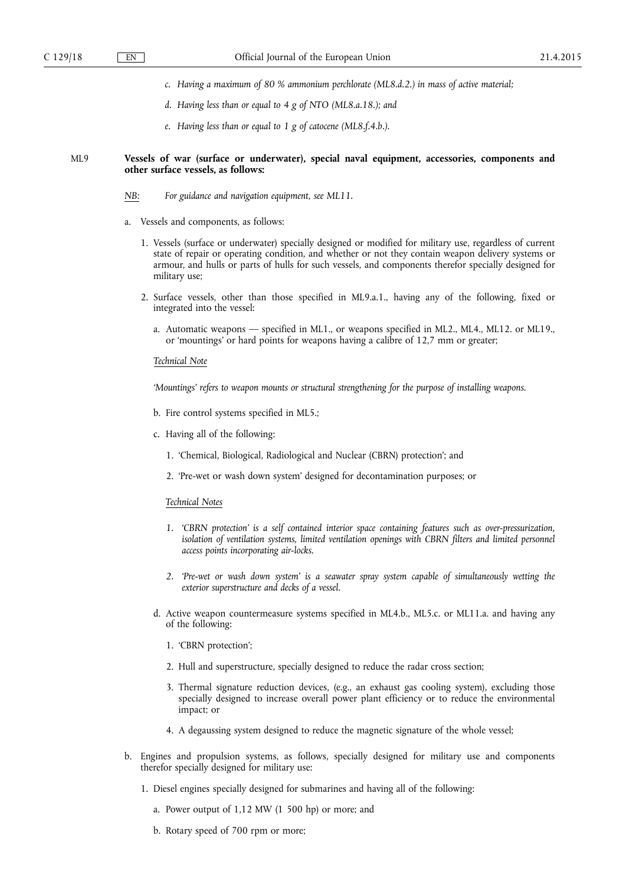*c. Having a maximum of 80 % ammonium perchlorate (ML8.d.2.) in mass of active material;*

*d. Having less than or equal to 4 g of NTO (ML8.a.18.); and*

*e. Having less than or equal to 1 g of catocene (ML8.f.4.b.).*

ML9 **Vessels of war (surface or underwater), special naval equipment, accessories, components and other surface vessels, as follows:**

*NB: For guidance and navigation equipment, see ML11.*

a. Vessels and components, as follows:

1. Vessels (surface or underwater) specially designed or modified for military use, regardless of current state of repair or operating condition, and whether or not they contain weapon delivery systems or armour, and hulls or parts of hulls for such vessels, and components therefor specially designed for military use;

2. Surface vessels, other than those specified in ML9.a.1., having any of the following, fixed or integrated into the vessel:

   a. Automatic weapons — specified in ML1., or weapons specified in ML2., ML4., ML12. or ML19., or 'mountings' or hard points for weapons having a calibre of 12,7 mm or greater;

   *Technical Note*

   *'Mountings' refers to weapon mounts or structural strengthening for the purpose of installing weapons.*

   b. Fire control systems specified in ML5.;

   c. Having all of the following:

      1. 'Chemical, Biological, Radiological and Nuclear (CBRN) protection'; and

      2. 'Pre-wet or wash down system' designed for decontamination purposes; or

   *Technical Notes*

   *1. 'CBRN protection' is a self contained interior space containing features such as over-pressurization, isolation of ventilation systems, limited ventilation openings with CBRN filters and limited personnel access points incorporating air-locks.*

   *2. 'Pre-wet or wash down system' is a seawater spray system capable of simultaneously wetting the exterior superstructure and decks of a vessel.*

   d. Active weapon countermeasure systems specified in ML4.b., ML5.c. or ML11.a. and having any of the following:

      1. 'CBRN protection';

      2. Hull and superstructure, specially designed to reduce the radar cross section;

      3. Thermal signature reduction devices, (e.g., an exhaust gas cooling system), excluding those specially designed to increase overall power plant efficiency or to reduce the environmental impact; or

      4. A degaussing system designed to reduce the magnetic signature of the whole vessel;

b. Engines and propulsion systems, as follows, specially designed for military use and components therefor specially designed for military use:

1. Diesel engines specially designed for submarines and having all of the following:

   a. Power output of 1,12 MW (1 500 hp) or more; and

   b. Rotary speed of 700 rpm or more;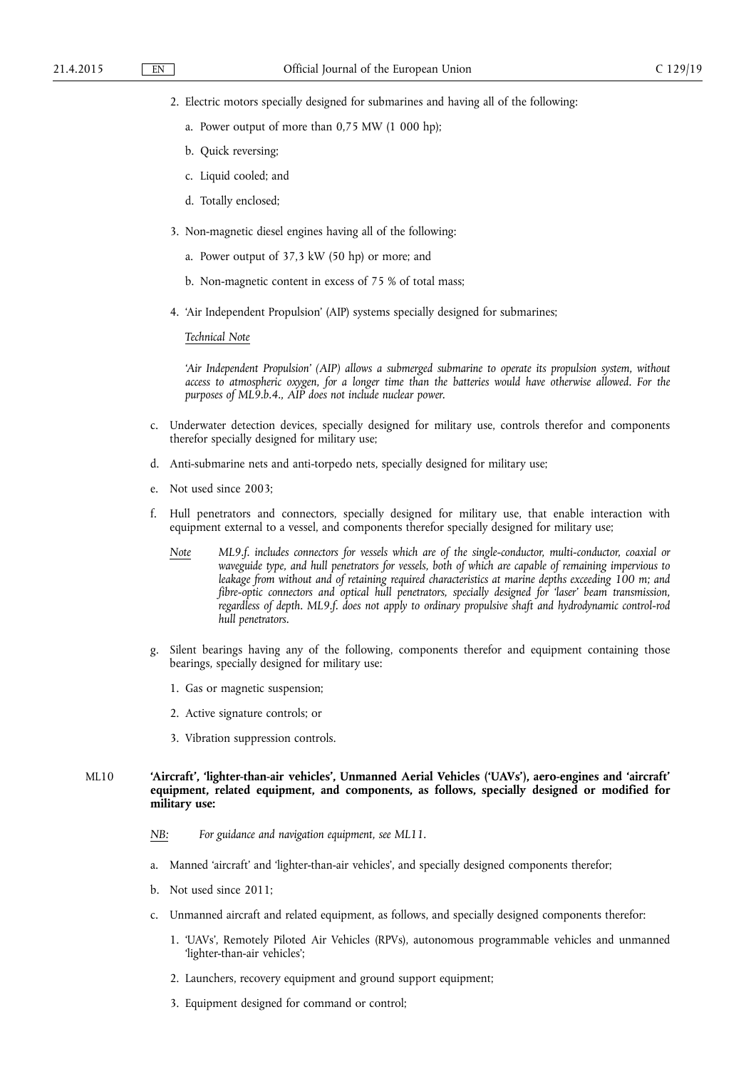2. Electric motors specially designed for submarines and having all of the following:

   a. Power output of more than 0,75 MW (1 000 hp);

   b. Quick reversing;

   c. Liquid cooled; and

   d. Totally enclosed;

3. Non-magnetic diesel engines having all of the following:

   a. Power output of 37,3 kW (50 hp) or more; and

   b. Non-magnetic content in excess of 75 % of total mass;

4. 'Air Independent Propulsion' (AIP) systems specially designed for submarines;

   *Technical Note*

   *'Air Independent Propulsion' (AIP) allows a submerged submarine to operate its propulsion system, without access to atmospheric oxygen, for a longer time than the batteries would have otherwise allowed. For the purposes of ML9.b.4., AIP does not include nuclear power.*

c. Underwater detection devices, specially designed for military use, controls therefor and components therefor specially designed for military use;

d. Anti-submarine nets and anti-torpedo nets, specially designed for military use;

e. Not used since 2003;

f. Hull penetrators and connectors, specially designed for military use, that enable interaction with equipment external to a vessel, and components therefor specially designed for military use;

   *Note* *ML9.f. includes connectors for vessels which are of the single-conductor, multi-conductor, coaxial or waveguide type, and hull penetrators for vessels, both of which are capable of remaining impervious to leakage from without and of retaining required characteristics at marine depths exceeding 100 m; and fibre-optic connectors and optical hull penetrators, specially designed for 'laser' beam transmission, regardless of depth. ML9.f. does not apply to ordinary propulsive shaft and hydrodynamic control-rod hull penetrators.*

g. Silent bearings having any of the following, components therefor and equipment containing those bearings, specially designed for military use:

   1. Gas or magnetic suspension;

   2. Active signature controls; or

   3. Vibration suppression controls.

ML10 **'Aircraft', 'lighter-than-air vehicles', Unmanned Aerial Vehicles ('UAVs'), aero-engines and 'aircraft' equipment, related equipment, and components, as follows, specially designed or modified for military use:**

*NB:* *For guidance and navigation equipment, see ML11.*

a. Manned 'aircraft' and 'lighter-than-air vehicles', and specially designed components therefor;

b. Not used since 2011;

c. Unmanned aircraft and related equipment, as follows, and specially designed components therefor:

   1. 'UAVs', Remotely Piloted Air Vehicles (RPVs), autonomous programmable vehicles and unmanned 'lighter-than-air vehicles';

   2. Launchers, recovery equipment and ground support equipment;

   3. Equipment designed for command or control;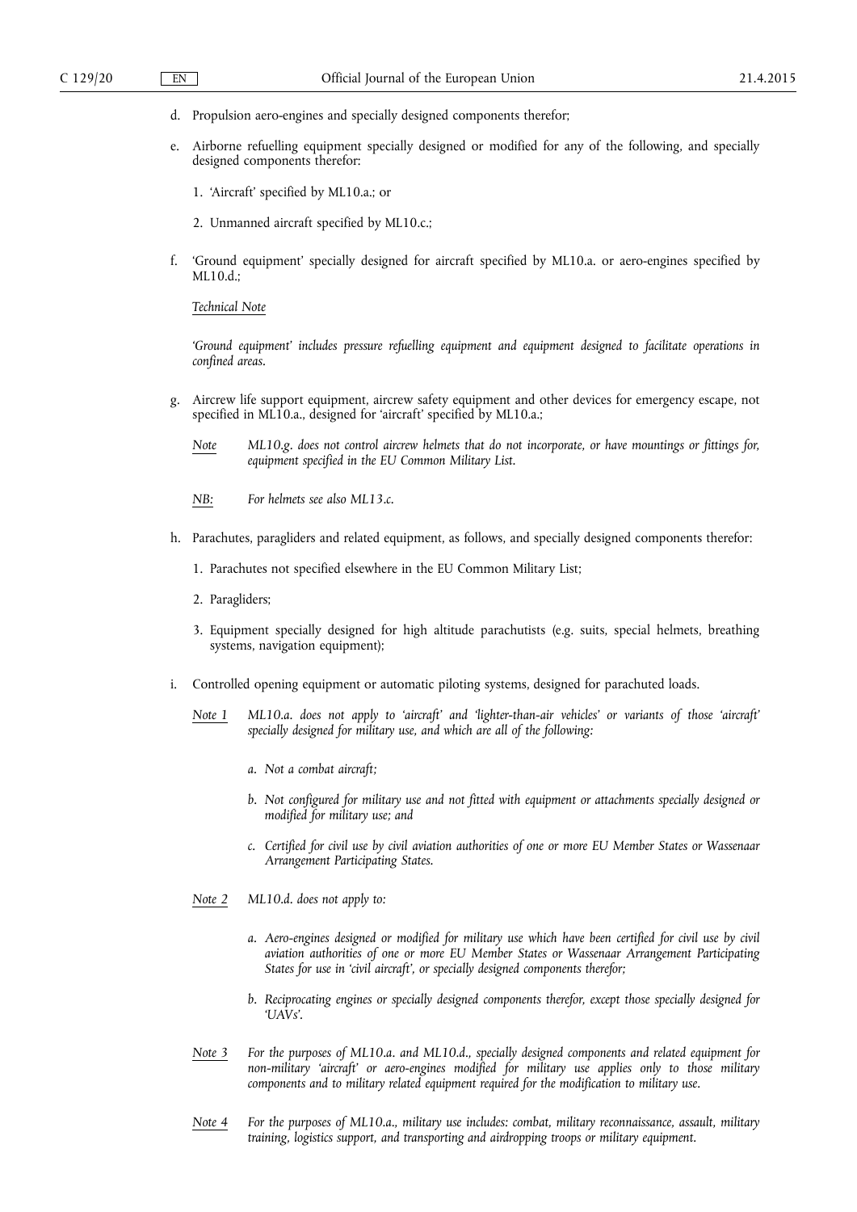d. Propulsion aero-engines and specially designed components therefor;

e. Airborne refuelling equipment specially designed or modified for any of the following, and specially designed components therefor:

   1. 'Aircraft' specified by ML10.a.; or

   2. Unmanned aircraft specified by ML10.c.;

f. 'Ground equipment' specially designed for aircraft specified by ML10.a. or aero-engines specified by ML10.d.;

   *Technical Note*

   *'Ground equipment' includes pressure refuelling equipment and equipment designed to facilitate operations in confined areas.*

g. Aircrew life support equipment, aircrew safety equipment and other devices for emergency escape, not specified in ML10.a., designed for 'aircraft' specified by ML10.a.;

   *Note* *ML10.g. does not control aircrew helmets that do not incorporate, or have mountings or fittings for, equipment specified in the EU Common Military List.*

   *NB:* *For helmets see also ML13.c.*

h. Parachutes, paragliders and related equipment, as follows, and specially designed components therefor:

   1. Parachutes not specified elsewhere in the EU Common Military List;

   2. Paragliders;

   3. Equipment specially designed for high altitude parachutists (e.g. suits, special helmets, breathing systems, navigation equipment);

i. Controlled opening equipment or automatic piloting systems, designed for parachuted loads.

   *Note 1* *ML10.a. does not apply to 'aircraft' and 'lighter-than-air vehicles' or variants of those 'aircraft' specially designed for military use, and which are all of the following:*

   *a. Not a combat aircraft;*

   *b. Not configured for military use and not fitted with equipment or attachments specially designed or modified for military use; and*

   *c. Certified for civil use by civil aviation authorities of one or more EU Member States or Wassenaar Arrangement Participating States.*

   *Note 2* *ML10.d. does not apply to:*

   *a. Aero-engines designed or modified for military use which have been certified for civil use by civil aviation authorities of one or more EU Member States or Wassenaar Arrangement Participating States for use in 'civil aircraft', or specially designed components therefor;*

   *b. Reciprocating engines or specially designed components therefor, except those specially designed for 'UAVs'.*

   *Note 3* *For the purposes of ML10.a. and ML10.d., specially designed components and related equipment for non-military 'aircraft' or aero-engines modified for military use applies only to those military components and to military related equipment required for the modification to military use.*

   *Note 4* *For the purposes of ML10.a., military use includes: combat, military reconnaissance, assault, military training, logistics support, and transporting and airdropping troops or military equipment.*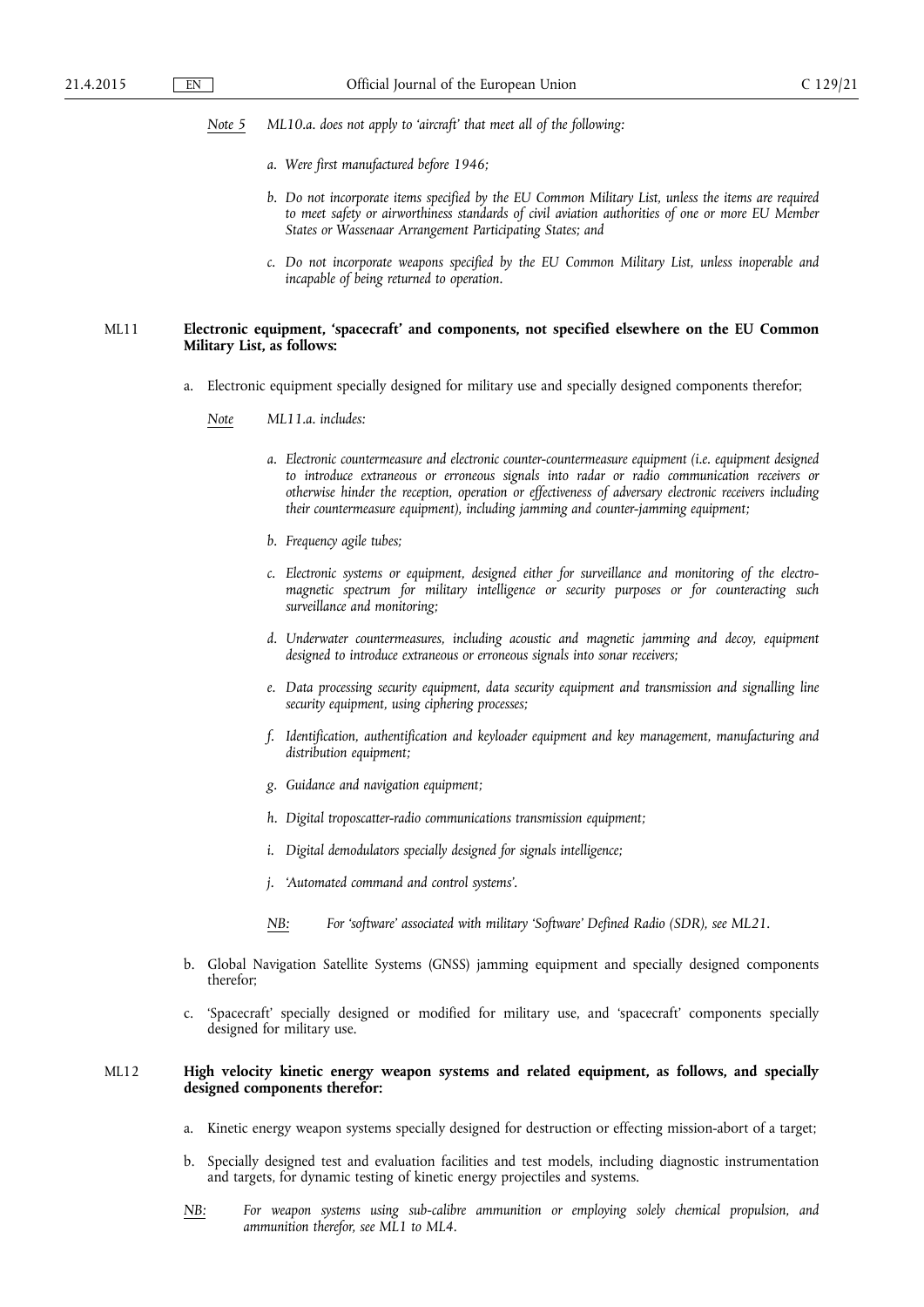*Note 5* *ML10.a. does not apply to 'aircraft' that meet all of the following:*

*a. Were first manufactured before 1946;*

*b. Do not incorporate items specified by the EU Common Military List, unless the items are required to meet safety or airworthiness standards of civil aviation authorities of one or more EU Member States or Wassenaar Arrangement Participating States; and*

*c. Do not incorporate weapons specified by the EU Common Military List, unless inoperable and incapable of being returned to operation.*

## ML11 Electronic equipment, 'spacecraft' and components, not specified elsewhere on the EU Common Military List, as follows:

a. Electronic equipment specially designed for military use and specially designed components therefor;

*Note* *ML11.a. includes:*

*a. Electronic countermeasure and electronic counter-countermeasure equipment (i.e. equipment designed to introduce extraneous or erroneous signals into radar or radio communication receivers or otherwise hinder the reception, operation or effectiveness of adversary electronic receivers including their countermeasure equipment), including jamming and counter-jamming equipment;*

*b. Frequency agile tubes;*

*c. Electronic systems or equipment, designed either for surveillance and monitoring of the electromagnetic spectrum for military intelligence or security purposes or for counteracting such surveillance and monitoring;*

*d. Underwater countermeasures, including acoustic and magnetic jamming and decoy, equipment designed to introduce extraneous or erroneous signals into sonar receivers;*

*e. Data processing security equipment, data security equipment and transmission and signalling line security equipment, using ciphering processes;*

*f. Identification, authentification and keyloader equipment and key management, manufacturing and distribution equipment;*

*g. Guidance and navigation equipment;*

*h. Digital troposcatter-radio communications transmission equipment;*

*i. Digital demodulators specially designed for signals intelligence;*

*j. 'Automated command and control systems'.*

*NB:* *For 'software' associated with military 'Software' Defined Radio (SDR), see ML21.*

b. Global Navigation Satellite Systems (GNSS) jamming equipment and specially designed components therefor;

c. 'Spacecraft' specially designed or modified for military use, and 'spacecraft' components specially designed for military use.

## ML12 High velocity kinetic energy weapon systems and related equipment, as follows, and specially designed components therefor:

a. Kinetic energy weapon systems specially designed for destruction or effecting mission-abort of a target;

b. Specially designed test and evaluation facilities and test models, including diagnostic instrumentation and targets, for dynamic testing of kinetic energy projectiles and systems.

*NB:* *For weapon systems using sub-calibre ammunition or employing solely chemical propulsion, and ammunition therefor, see ML1 to ML4.*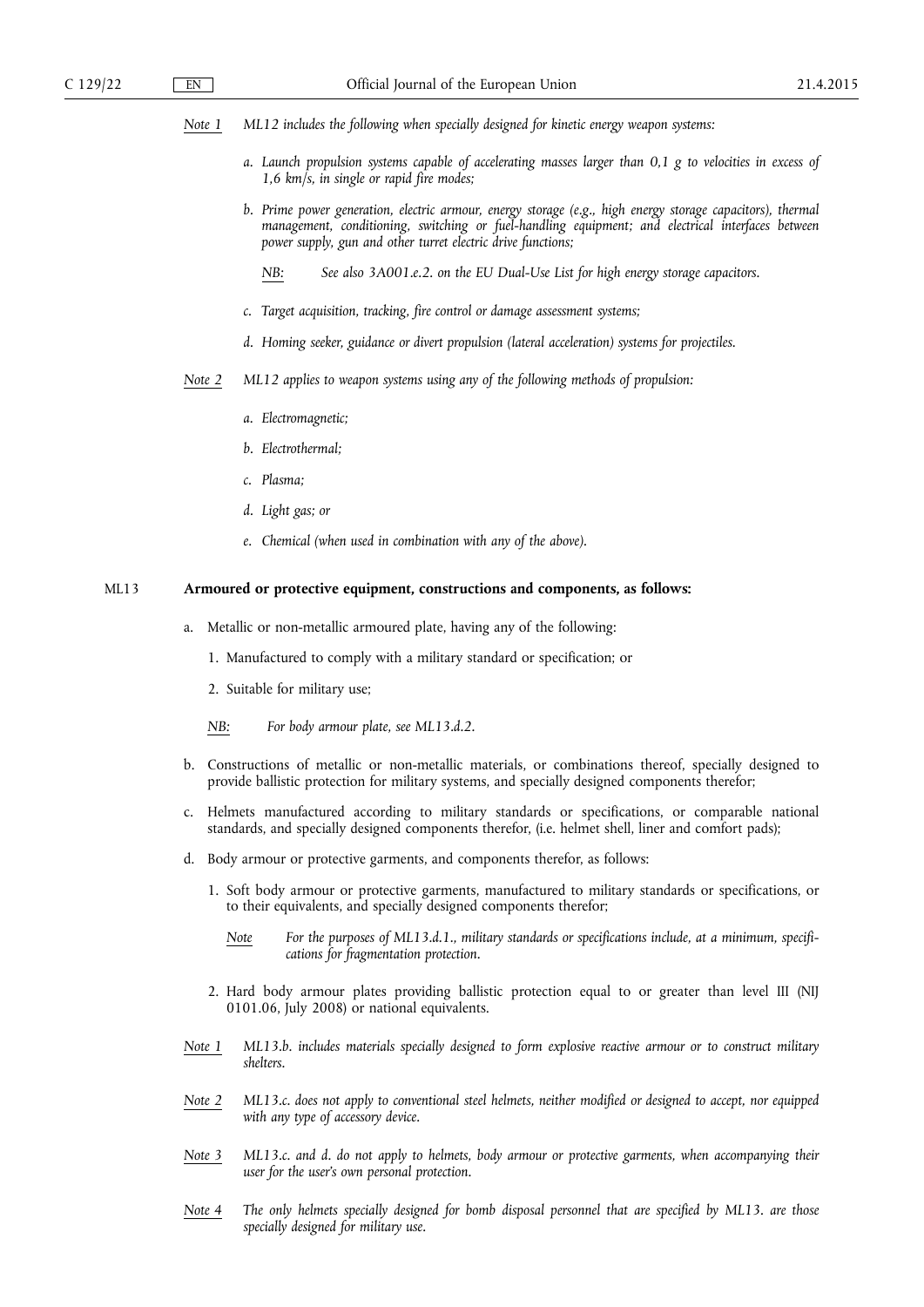*Note 1* *ML12 includes the following when specially designed for kinetic energy weapon systems:*

*a. Launch propulsion systems capable of accelerating masses larger than 0,1 g to velocities in excess of 1,6 km/s, in single or rapid fire modes;*

*b. Prime power generation, electric armour, energy storage (e.g., high energy storage capacitors), thermal management, conditioning, switching or fuel-handling equipment; and electrical interfaces between power supply, gun and other turret electric drive functions;*

*NB: See also 3A001.e.2. on the EU Dual-Use List for high energy storage capacitors.*

*c. Target acquisition, tracking, fire control or damage assessment systems;*

*d. Homing seeker, guidance or divert propulsion (lateral acceleration) systems for projectiles.*

*Note 2* *ML12 applies to weapon systems using any of the following methods of propulsion:*

*a. Electromagnetic;*

*b. Electrothermal;*

*c. Plasma;*

*d. Light gas; or*

*e. Chemical (when used in combination with any of the above).*

ML13 **Armoured or protective equipment, constructions and components, as follows:**

a. Metallic or non-metallic armoured plate, having any of the following:

1. Manufactured to comply with a military standard or specification; or

2. Suitable for military use;

*NB: For body armour plate, see ML13.d.2.*

b. Constructions of metallic or non-metallic materials, or combinations thereof, specially designed to provide ballistic protection for military systems, and specially designed components therefor;

c. Helmets manufactured according to military standards or specifications, or comparable national standards, and specially designed components therefor, (i.e. helmet shell, liner and comfort pads);

d. Body armour or protective garments, and components therefor, as follows:

1. Soft body armour or protective garments, manufactured to military standards or specifications, or to their equivalents, and specially designed components therefor;

*Note* *For the purposes of ML13.d.1., military standards or specifications include, at a minimum, specifications for fragmentation protection.*

2. Hard body armour plates providing ballistic protection equal to or greater than level III (NIJ 0101.06, July 2008) or national equivalents.

*Note 1* *ML13.b. includes materials specially designed to form explosive reactive armour or to construct military shelters.*

*Note 2* *ML13.c. does not apply to conventional steel helmets, neither modified or designed to accept, nor equipped with any type of accessory device.*

*Note 3* *ML13.c. and d. do not apply to helmets, body armour or protective garments, when accompanying their user for the user's own personal protection.*

*Note 4* *The only helmets specially designed for bomb disposal personnel that are specified by ML13. are those specially designed for military use.*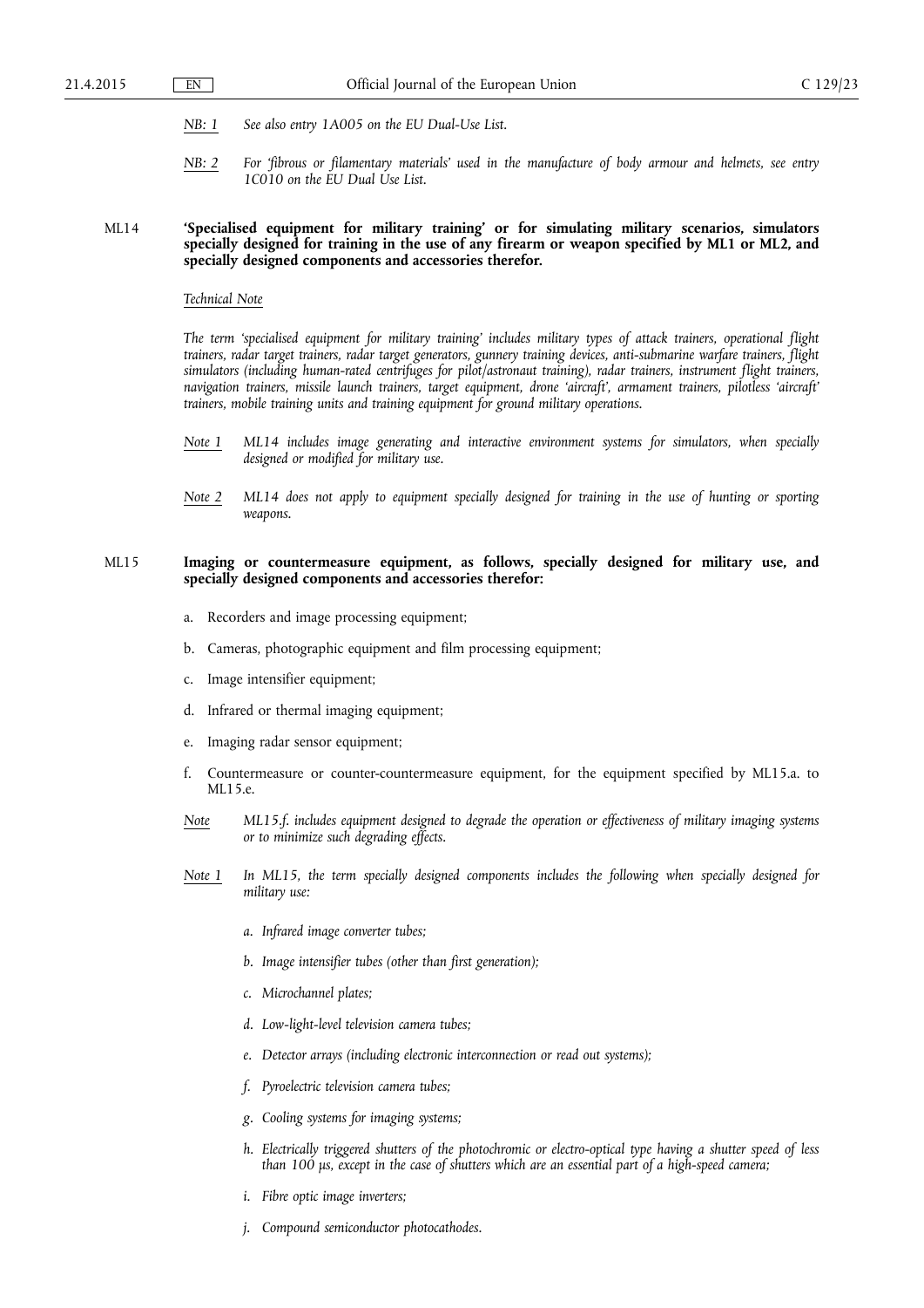*NB: 1* *See also entry 1A005 on the EU Dual-Use List.*

*NB: 2* *For 'fibrous or filamentary materials' used in the manufacture of body armour and helmets, see entry 1C010 on the EU Dual Use List.*

ML14 **'Specialised equipment for military training' or for simulating military scenarios, simulators specially designed for training in the use of any firearm or weapon specified by ML1 or ML2, and specially designed components and accessories therefor.**

*Technical Note*

*The term 'specialised equipment for military training' includes military types of attack trainers, operational flight trainers, radar target trainers, radar target generators, gunnery training devices, anti-submarine warfare trainers, flight simulators (including human-rated centrifuges for pilot/astronaut training), radar trainers, instrument flight trainers, navigation trainers, missile launch trainers, target equipment, drone 'aircraft', armament trainers, pilotless 'aircraft' trainers, mobile training units and training equipment for ground military operations.*

*Note 1* *ML14 includes image generating and interactive environment systems for simulators, when specially designed or modified for military use.*

*Note 2* *ML14 does not apply to equipment specially designed for training in the use of hunting or sporting weapons.*

ML15 **Imaging or countermeasure equipment, as follows, specially designed for military use, and specially designed components and accessories therefor:**

a. Recorders and image processing equipment;

b. Cameras, photographic equipment and film processing equipment;

c. Image intensifier equipment;

d. Infrared or thermal imaging equipment;

e. Imaging radar sensor equipment;

f. Countermeasure or counter-countermeasure equipment, for the equipment specified by ML15.a. to ML15.e.

*Note* *ML15.f. includes equipment designed to degrade the operation or effectiveness of military imaging systems or to minimize such degrading effects.*

*Note 1* *In ML15, the term specially designed components includes the following when specially designed for military use:*

*a. Infrared image converter tubes;*

*b. Image intensifier tubes (other than first generation);*

*c. Microchannel plates;*

*d. Low-light-level television camera tubes;*

*e. Detector arrays (including electronic interconnection or read out systems);*

*f. Pyroelectric television camera tubes;*

*g. Cooling systems for imaging systems;*

*h. Electrically triggered shutters of the photochromic or electro-optical type having a shutter speed of less than 100 μs, except in the case of shutters which are an essential part of a high-speed camera;*

*i. Fibre optic image inverters;*

*j. Compound semiconductor photocathodes.*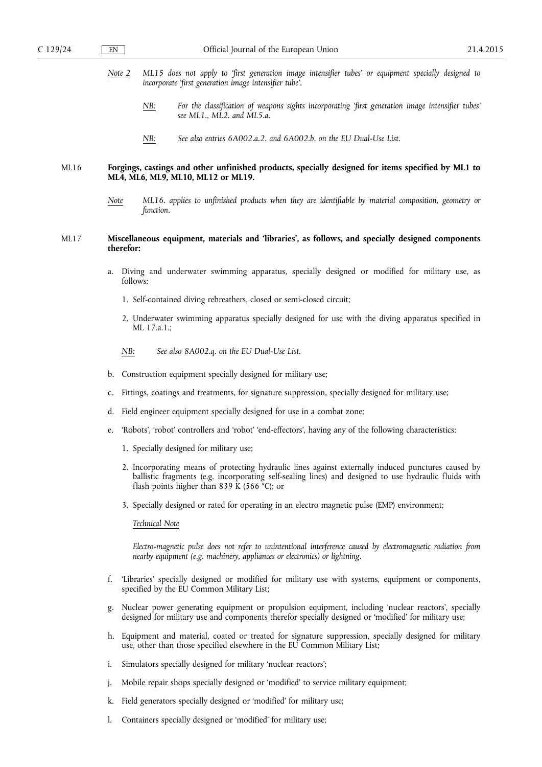*Note 2* *ML15 does not apply to 'first generation image intensifier tubes' or equipment specially designed to incorporate 'first generation image intensifier tube'.*

*NB:* *For the classification of weapons sights incorporating 'first generation image intensifier tubes' see ML1., ML2. and ML5.a.*

*NB:* *See also entries 6A002.a.2. and 6A002.b. on the EU Dual-Use List.*

ML16 **Forgings, castings and other unfinished products, specially designed for items specified by ML1 to ML4, ML6, ML9, ML10, ML12 or ML19.**

*Note* *ML16. applies to unfinished products when they are identifiable by material composition, geometry or function.*

ML17 **Miscellaneous equipment, materials and 'libraries', as follows, and specially designed components therefor:**

a. Diving and underwater swimming apparatus, specially designed or modified for military use, as follows:

1. Self-contained diving rebreathers, closed or semi-closed circuit;

2. Underwater swimming apparatus specially designed for use with the diving apparatus specified in ML 17.a.1.;

*NB:* *See also 8A002.q. on the EU Dual-Use List.*

b. Construction equipment specially designed for military use;

c. Fittings, coatings and treatments, for signature suppression, specially designed for military use;

d. Field engineer equipment specially designed for use in a combat zone;

e. 'Robots', 'robot' controllers and 'robot' 'end-effectors', having any of the following characteristics:

1. Specially designed for military use;

2. Incorporating means of protecting hydraulic lines against externally induced punctures caused by ballistic fragments (e.g. incorporating self-sealing lines) and designed to use hydraulic fluids with flash points higher than 839 K (566 °C); or

3. Specially designed or rated for operating in an electro magnetic pulse (EMP) environment;

*Technical Note*

*Electro-magnetic pulse does not refer to unintentional interference caused by electromagnetic radiation from nearby equipment (e.g. machinery, appliances or electronics) or lightning.*

f. 'Libraries' specially designed or modified for military use with systems, equipment or components, specified by the EU Common Military List;

g. Nuclear power generating equipment or propulsion equipment, including 'nuclear reactors', specially designed for military use and components therefor specially designed or 'modified' for military use;

h. Equipment and material, coated or treated for signature suppression, specially designed for military use, other than those specified elsewhere in the EU Common Military List;

i. Simulators specially designed for military 'nuclear reactors';

j. Mobile repair shops specially designed or 'modified' to service military equipment;

k. Field generators specially designed or 'modified' for military use;

l. Containers specially designed or 'modified' for military use;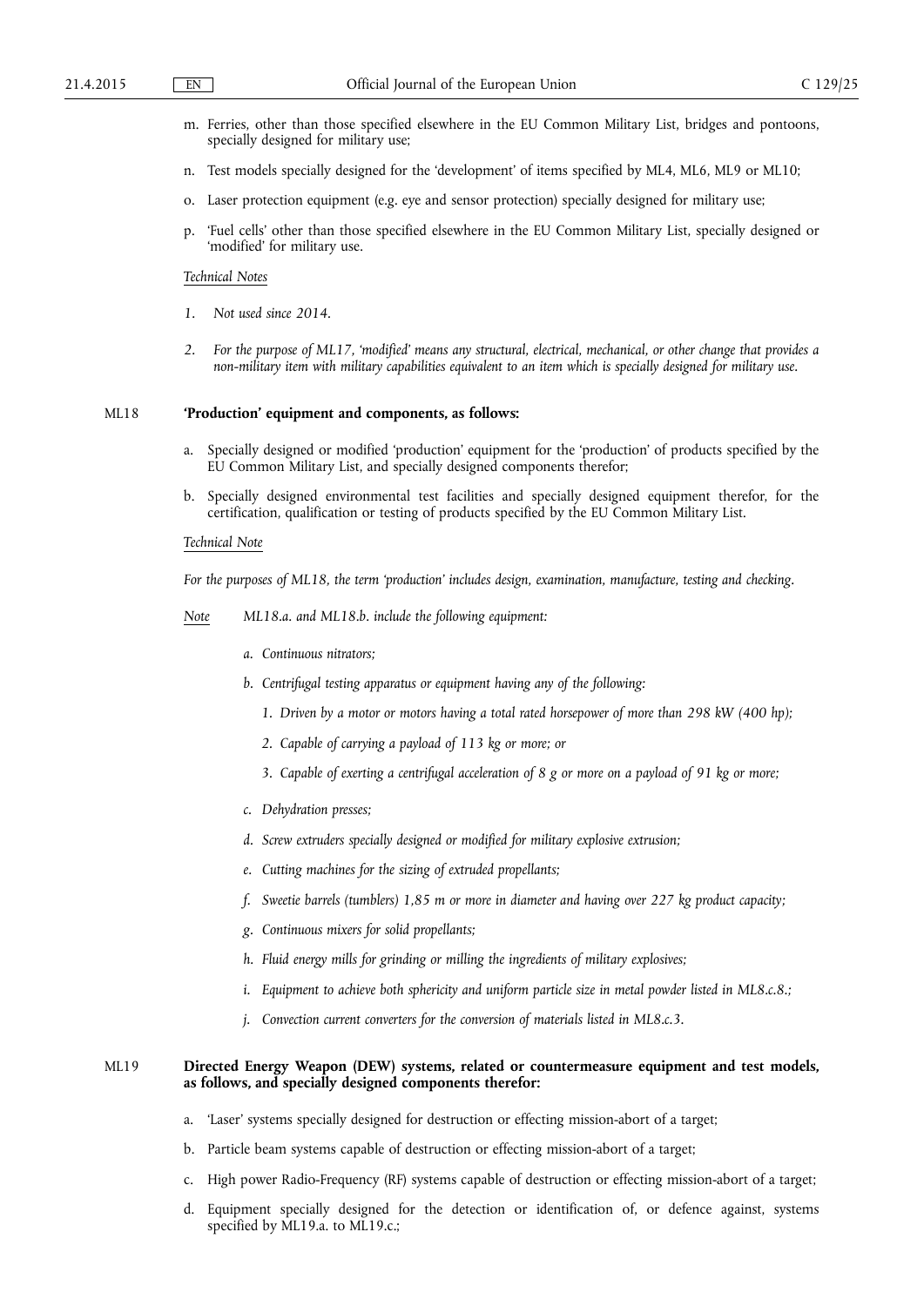m. Ferries, other than those specified elsewhere in the EU Common Military List, bridges and pontoons, specially designed for military use;

n. Test models specially designed for the 'development' of items specified by ML4, ML6, ML9 or ML10;

o. Laser protection equipment (e.g. eye and sensor protection) specially designed for military use;

p. 'Fuel cells' other than those specified elsewhere in the EU Common Military List, specially designed or 'modified' for military use.

*Technical Notes*

1. *Not used since 2014.*

2. *For the purpose of ML17, 'modified' means any structural, electrical, mechanical, or other change that provides a non-military item with military capabilities equivalent to an item which is specially designed for military use.*

ML18 **'Production' equipment and components, as follows:**

a. Specially designed or modified 'production' equipment for the 'production' of products specified by the EU Common Military List, and specially designed components therefor;

b. Specially designed environmental test facilities and specially designed equipment therefor, for the certification, qualification or testing of products specified by the EU Common Military List.

*Technical Note*

*For the purposes of ML18, the term 'production' includes design, examination, manufacture, testing and checking.*

*Note* *ML18.a. and ML18.b. include the following equipment:*

*a. Continuous nitrators;*

*b. Centrifugal testing apparatus or equipment having any of the following:*

*1. Driven by a motor or motors having a total rated horsepower of more than 298 kW (400 hp);*

*2. Capable of carrying a payload of 113 kg or more; or*

*3. Capable of exerting a centrifugal acceleration of 8 g or more on a payload of 91 kg or more;*

*c. Dehydration presses;*

*d. Screw extruders specially designed or modified for military explosive extrusion;*

*e. Cutting machines for the sizing of extruded propellants;*

*f. Sweetie barrels (tumblers) 1,85 m or more in diameter and having over 227 kg product capacity;*

*g. Continuous mixers for solid propellants;*

*h. Fluid energy mills for grinding or milling the ingredients of military explosives;*

*i. Equipment to achieve both sphericity and uniform particle size in metal powder listed in ML8.c.8.;*

*j. Convection current converters for the conversion of materials listed in ML8.c.3.*

ML19 **Directed Energy Weapon (DEW) systems, related or countermeasure equipment and test models, as follows, and specially designed components therefor:**

a. 'Laser' systems specially designed for destruction or effecting mission-abort of a target;

b. Particle beam systems capable of destruction or effecting mission-abort of a target;

c. High power Radio-Frequency (RF) systems capable of destruction or effecting mission-abort of a target;

d. Equipment specially designed for the detection or identification of, or defence against, systems specified by ML19.a. to ML19.c.;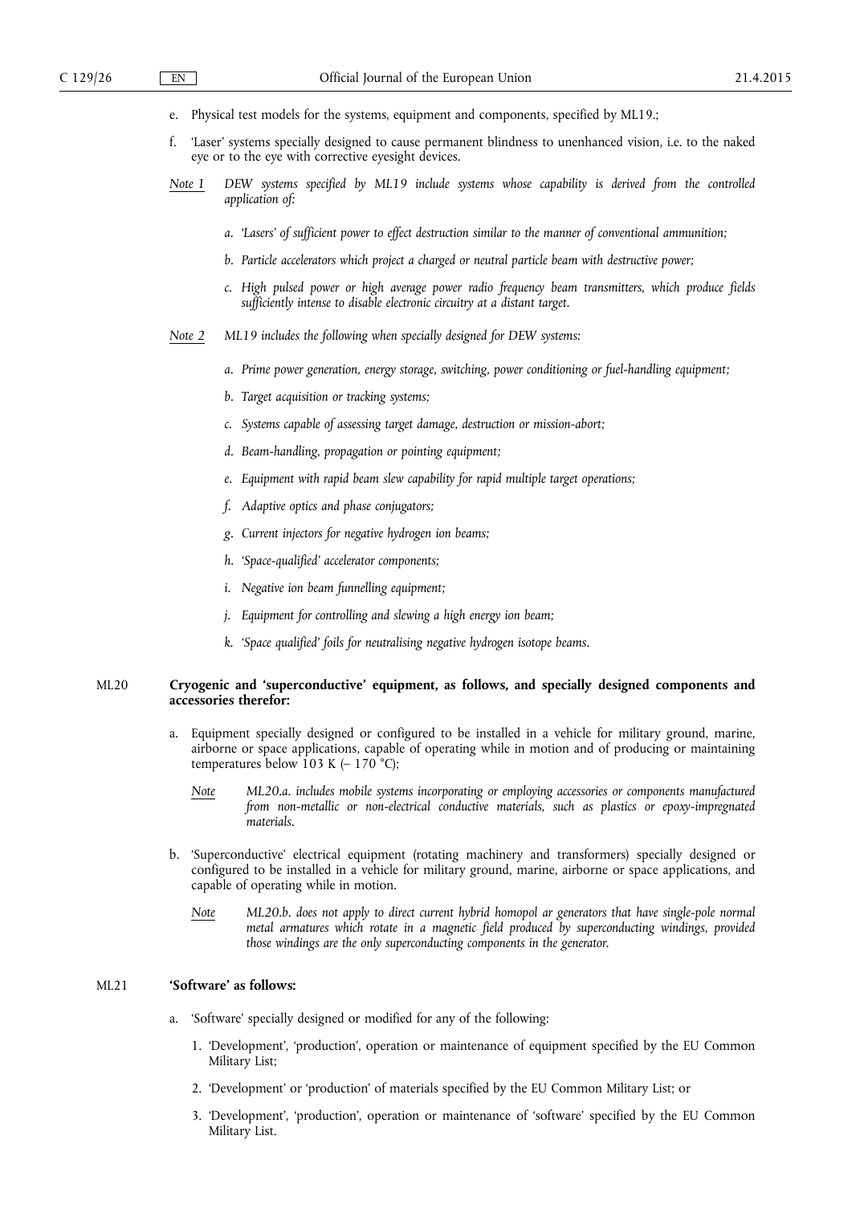e. Physical test models for the systems, equipment and components, specified by ML19.;

f. 'Laser' systems specially designed to cause permanent blindness to unenhanced vision, i.e. to the naked eye or to the eye with corrective eyesight devices.

*Note 1* *DEW systems specified by ML19 include systems whose capability is derived from the controlled application of:*

*a. 'Lasers' of sufficient power to effect destruction similar to the manner of conventional ammunition;*

*b. Particle accelerators which project a charged or neutral particle beam with destructive power;*

*c. High pulsed power or high average power radio frequency beam transmitters, which produce fields sufficiently intense to disable electronic circuitry at a distant target.*

*Note 2* *ML19 includes the following when specially designed for DEW systems:*

*a. Prime power generation, energy storage, switching, power conditioning or fuel-handling equipment;*

*b. Target acquisition or tracking systems;*

*c. Systems capable of assessing target damage, destruction or mission-abort;*

*d. Beam-handling, propagation or pointing equipment;*

*e. Equipment with rapid beam slew capability for rapid multiple target operations;*

*f. Adaptive optics and phase conjugators;*

*g. Current injectors for negative hydrogen ion beams;*

*h. 'Space-qualified' accelerator components;*

*i. Negative ion beam funnelling equipment;*

*j. Equipment for controlling and slewing a high energy ion beam;*

*k. 'Space qualified' foils for neutralising negative hydrogen isotope beams.*

ML20 **Cryogenic and 'superconductive' equipment, as follows, and specially designed components and accessories therefor:**

a. Equipment specially designed or configured to be installed in a vehicle for military ground, marine, airborne or space applications, capable of operating while in motion and of producing or maintaining temperatures below 103 K (– 170 °C);

*Note* *ML20.a. includes mobile systems incorporating or employing accessories or components manufactured from non-metallic or non-electrical conductive materials, such as plastics or epoxy-impregnated materials.*

b. 'Superconductive' electrical equipment (rotating machinery and transformers) specially designed or configured to be installed in a vehicle for military ground, marine, airborne or space applications, and capable of operating while in motion.

*Note* *ML20.b. does not apply to direct current hybrid homopol ar generators that have single-pole normal metal armatures which rotate in a magnetic field produced by superconducting windings, provided those windings are the only superconducting components in the generator.*

ML21 **'Software' as follows:**

a. 'Software' specially designed or modified for any of the following:

1. 'Development', 'production', operation or maintenance of equipment specified by the EU Common Military List;

2. 'Development' or 'production' of materials specified by the EU Common Military List; or

3. 'Development', 'production', operation or maintenance of 'software' specified by the EU Common Military List.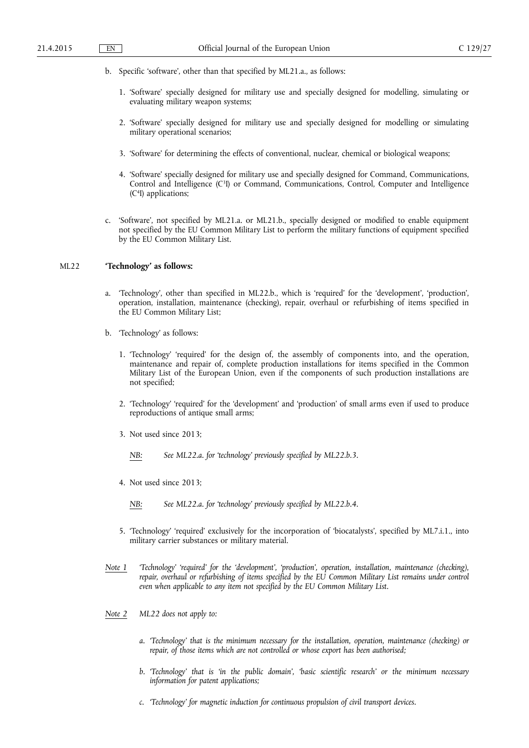b. Specific 'software', other than that specified by ML21.a., as follows:

   1. 'Software' specially designed for military use and specially designed for modelling, simulating or evaluating military weapon systems;

   2. 'Software' specially designed for military use and specially designed for modelling or simulating military operational scenarios;

   3. 'Software' for determining the effects of conventional, nuclear, chemical or biological weapons;

   4. 'Software' specially designed for military use and specially designed for Command, Communications, Control and Intelligence ($C^3I$) or Command, Communications, Control, Computer and Intelligence ($C^4I$) applications;

c. 'Software', not specified by ML21.a. or ML21.b., specially designed or modified to enable equipment not specified by the EU Common Military List to perform the military functions of equipment specified by the EU Common Military List.

## ML22 **'Technology' as follows:**

a. 'Technology', other than specified in ML22.b., which is 'required' for the 'development', 'production', operation, installation, maintenance (checking), repair, overhaul or refurbishing of items specified in the EU Common Military List;

b. 'Technology' as follows:

   1. 'Technology' 'required' for the design of, the assembly of components into, and the operation, maintenance and repair of, complete production installations for items specified in the Common Military List of the European Union, even if the components of such production installations are not specified;

   2. 'Technology' 'required' for the 'development' and 'production' of small arms even if used to produce reproductions of antique small arms;

   3. Not used since 2013;

      *NB: See ML22.a. for 'technology' previously specified by ML22.b.3.*

   4. Not used since 2013;

      *NB: See ML22.a. for 'technology' previously specified by ML22.b.4.*

   5. 'Technology' 'required' exclusively for the incorporation of 'biocatalysts', specified by ML7.i.1., into military carrier substances or military material.

*Note 1 'Technology' 'required' for the 'development', 'production', operation, installation, maintenance (checking), repair, overhaul or refurbishing of items specified by the EU Common Military List remains under control even when applicable to any item not specified by the EU Common Military List.*

*Note 2 ML22 does not apply to:*

*a. 'Technology' that is the minimum necessary for the installation, operation, maintenance (checking) or repair, of those items which are not controlled or whose export has been authorised;*

*b. 'Technology' that is 'in the public domain', 'basic scientific research' or the minimum necessary information for patent applications;*

*c. 'Technology' for magnetic induction for continuous propulsion of civil transport devices.*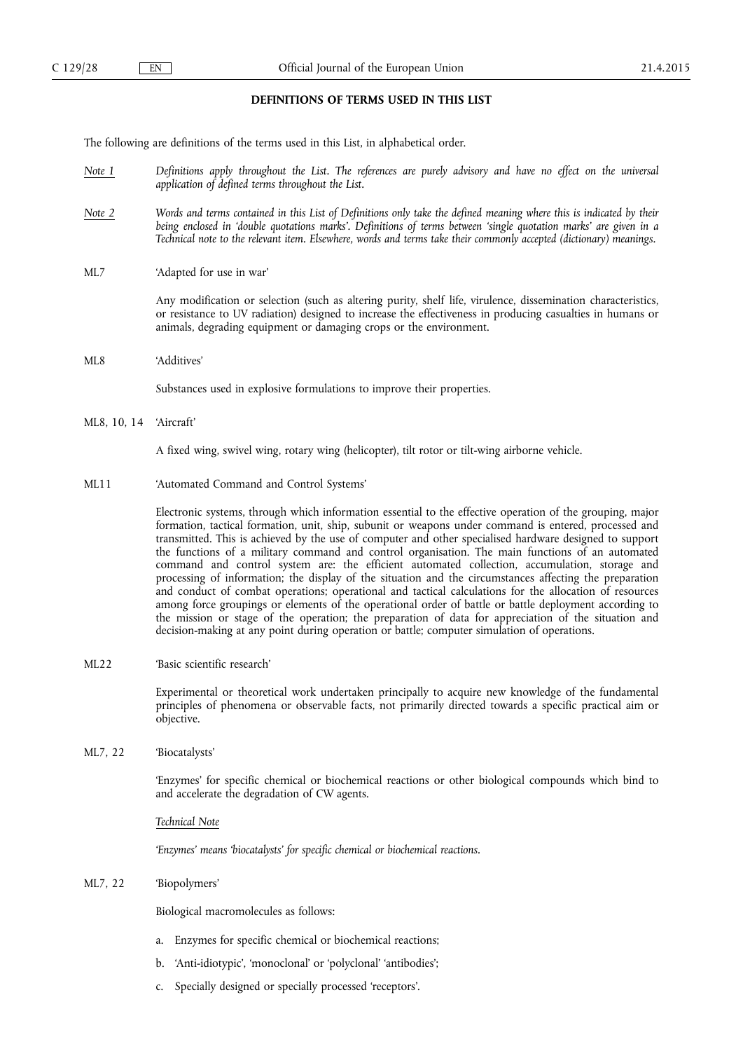## DEFINITIONS OF TERMS USED IN THIS LIST

The following are definitions of the terms used in this List, in alphabetical order.

*Note 1* *Definitions apply throughout the List. The references are purely advisory and have no effect on the universal application of defined terms throughout the List.*

*Note 2* *Words and terms contained in this List of Definitions only take the defined meaning where this is indicated by their being enclosed in 'double quotations marks'. Definitions of terms between 'single quotation marks' are given in a Technical note to the relevant item. Elsewhere, words and terms take their commonly accepted (dictionary) meanings.*

ML7 'Adapted for use in war'

Any modification or selection (such as altering purity, shelf life, virulence, dissemination characteristics, or resistance to UV radiation) designed to increase the effectiveness in producing casualties in humans or animals, degrading equipment or damaging crops or the environment.

ML8 'Additives'

Substances used in explosive formulations to improve their properties.

ML8, 10, 14 'Aircraft'

A fixed wing, swivel wing, rotary wing (helicopter), tilt rotor or tilt-wing airborne vehicle.

ML11 'Automated Command and Control Systems'

Electronic systems, through which information essential to the effective operation of the grouping, major formation, tactical formation, unit, ship, subunit or weapons under command is entered, processed and transmitted. This is achieved by the use of computer and other specialised hardware designed to support the functions of a military command and control organisation. The main functions of an automated command and control system are: the efficient automated collection, accumulation, storage and processing of information; the display of the situation and the circumstances affecting the preparation and conduct of combat operations; operational and tactical calculations for the allocation of resources among force groupings or elements of the operational order of battle or battle deployment according to the mission or stage of the operation; the preparation of data for appreciation of the situation and decision-making at any point during operation or battle; computer simulation of operations.

ML22 'Basic scientific research'

Experimental or theoretical work undertaken principally to acquire new knowledge of the fundamental principles of phenomena or observable facts, not primarily directed towards a specific practical aim or objective.

ML7, 22 'Biocatalysts'

'Enzymes' for specific chemical or biochemical reactions or other biological compounds which bind to and accelerate the degradation of CW agents.

*Technical Note*

*'Enzymes' means 'biocatalysts' for specific chemical or biochemical reactions.*

ML7, 22 'Biopolymers'

Biological macromolecules as follows:

a. Enzymes for specific chemical or biochemical reactions;

b. 'Anti-idiotypic', 'monoclonal' or 'polyclonal' 'antibodies';

c. Specially designed or specially processed 'receptors'.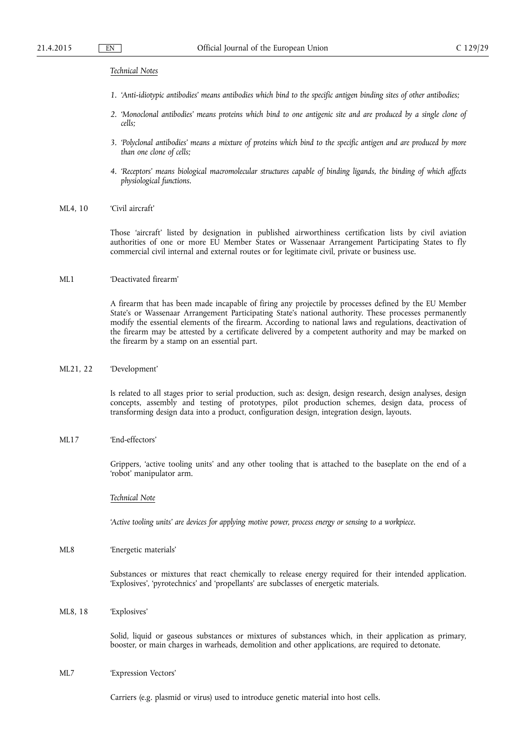*Technical Notes*

1. *'Anti-idiotypic antibodies' means antibodies which bind to the specific antigen binding sites of other antibodies;*

2. *'Monoclonal antibodies' means proteins which bind to one antigenic site and are produced by a single clone of cells;*

3. *'Polyclonal antibodies' means a mixture of proteins which bind to the specific antigen and are produced by more than one clone of cells;*

4. *'Receptors' means biological macromolecular structures capable of binding ligands, the binding of which affects physiological functions.*

ML4, 10 'Civil aircraft'

Those 'aircraft' listed by designation in published airworthiness certification lists by civil aviation authorities of one or more EU Member States or Wassenaar Arrangement Participating States to fly commercial civil internal and external routes or for legitimate civil, private or business use.

ML1 'Deactivated firearm'

A firearm that has been made incapable of firing any projectile by processes defined by the EU Member State's or Wassenaar Arrangement Participating State's national authority. These processes permanently modify the essential elements of the firearm. According to national laws and regulations, deactivation of the firearm may be attested by a certificate delivered by a competent authority and may be marked on the firearm by a stamp on an essential part.

ML21, 22 'Development'

Is related to all stages prior to serial production, such as: design, design research, design analyses, design concepts, assembly and testing of prototypes, pilot production schemes, design data, process of transforming design data into a product, configuration design, integration design, layouts.

ML17 'End-effectors'

Grippers, 'active tooling units' and any other tooling that is attached to the baseplate on the end of a 'robot' manipulator arm.

*Technical Note*

*'Active tooling units' are devices for applying motive power, process energy or sensing to a workpiece.*

ML8 'Energetic materials'

Substances or mixtures that react chemically to release energy required for their intended application. 'Explosives', 'pyrotechnics' and 'propellants' are subclasses of energetic materials.

ML8, 18 'Explosives'

Solid, liquid or gaseous substances or mixtures of substances which, in their application as primary, booster, or main charges in warheads, demolition and other applications, are required to detonate.

ML7 'Expression Vectors'

Carriers (e.g. plasmid or virus) used to introduce genetic material into host cells.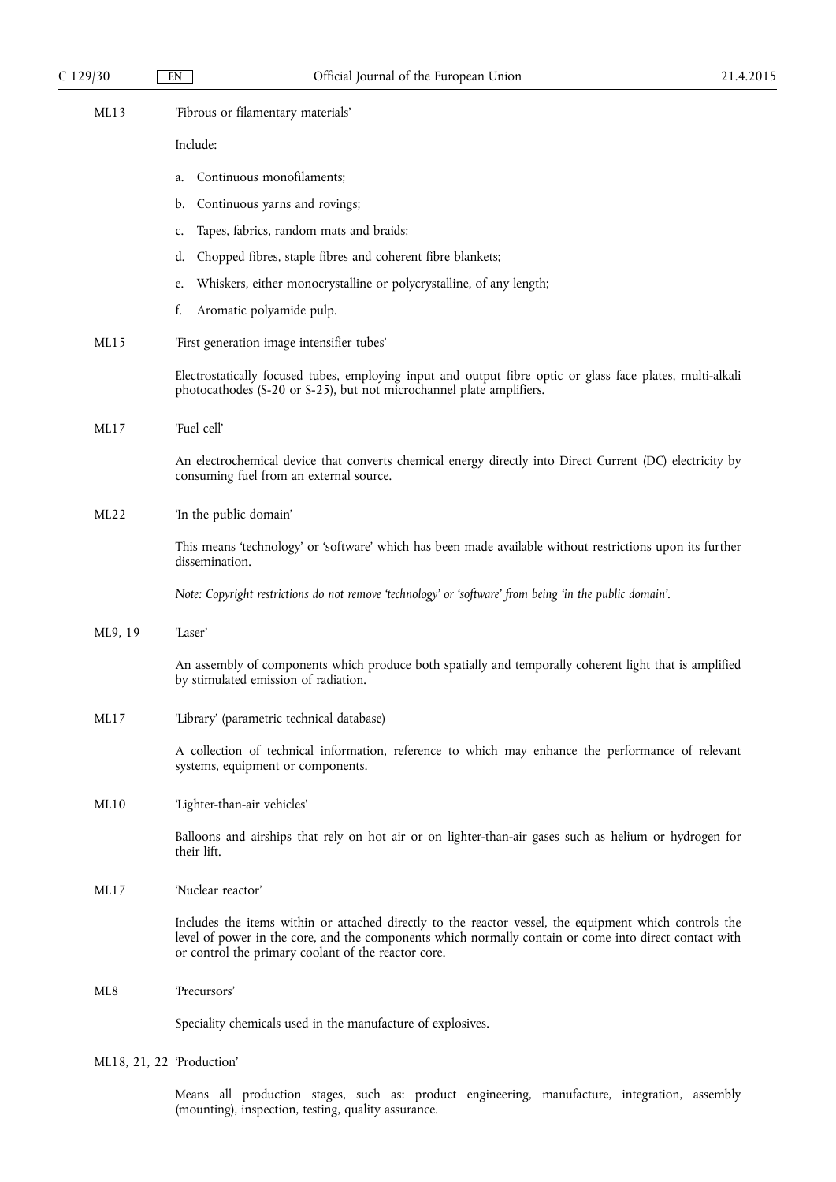ML13 'Fibrous or filamentary materials'

Include:

a. Continuous monofilaments;

b. Continuous yarns and rovings;

c. Tapes, fabrics, random mats and braids;

d. Chopped fibres, staple fibres and coherent fibre blankets;

e. Whiskers, either monocrystalline or polycrystalline, of any length;

f. Aromatic polyamide pulp.

ML15 'First generation image intensifier tubes'

Electrostatically focused tubes, employing input and output fibre optic or glass face plates, multi-alkali photocathodes (S-20 or S-25), but not microchannel plate amplifiers.

ML17 'Fuel cell'

An electrochemical device that converts chemical energy directly into Direct Current (DC) electricity by consuming fuel from an external source.

ML22 'In the public domain'

This means 'technology' or 'software' which has been made available without restrictions upon its further dissemination.

*Note: Copyright restrictions do not remove 'technology' or 'software' from being 'in the public domain'.*

ML9, 19 'Laser'

An assembly of components which produce both spatially and temporally coherent light that is amplified by stimulated emission of radiation.

ML17 'Library' (parametric technical database)

A collection of technical information, reference to which may enhance the performance of relevant systems, equipment or components.

ML10 'Lighter-than-air vehicles'

Balloons and airships that rely on hot air or on lighter-than-air gases such as helium or hydrogen for their lift.

ML17 'Nuclear reactor'

Includes the items within or attached directly to the reactor vessel, the equipment which controls the level of power in the core, and the components which normally contain or come into direct contact with or control the primary coolant of the reactor core.

ML8 'Precursors'

Speciality chemicals used in the manufacture of explosives.

ML18, 21, 22 'Production'

Means all production stages, such as: product engineering, manufacture, integration, assembly (mounting), inspection, testing, quality assurance.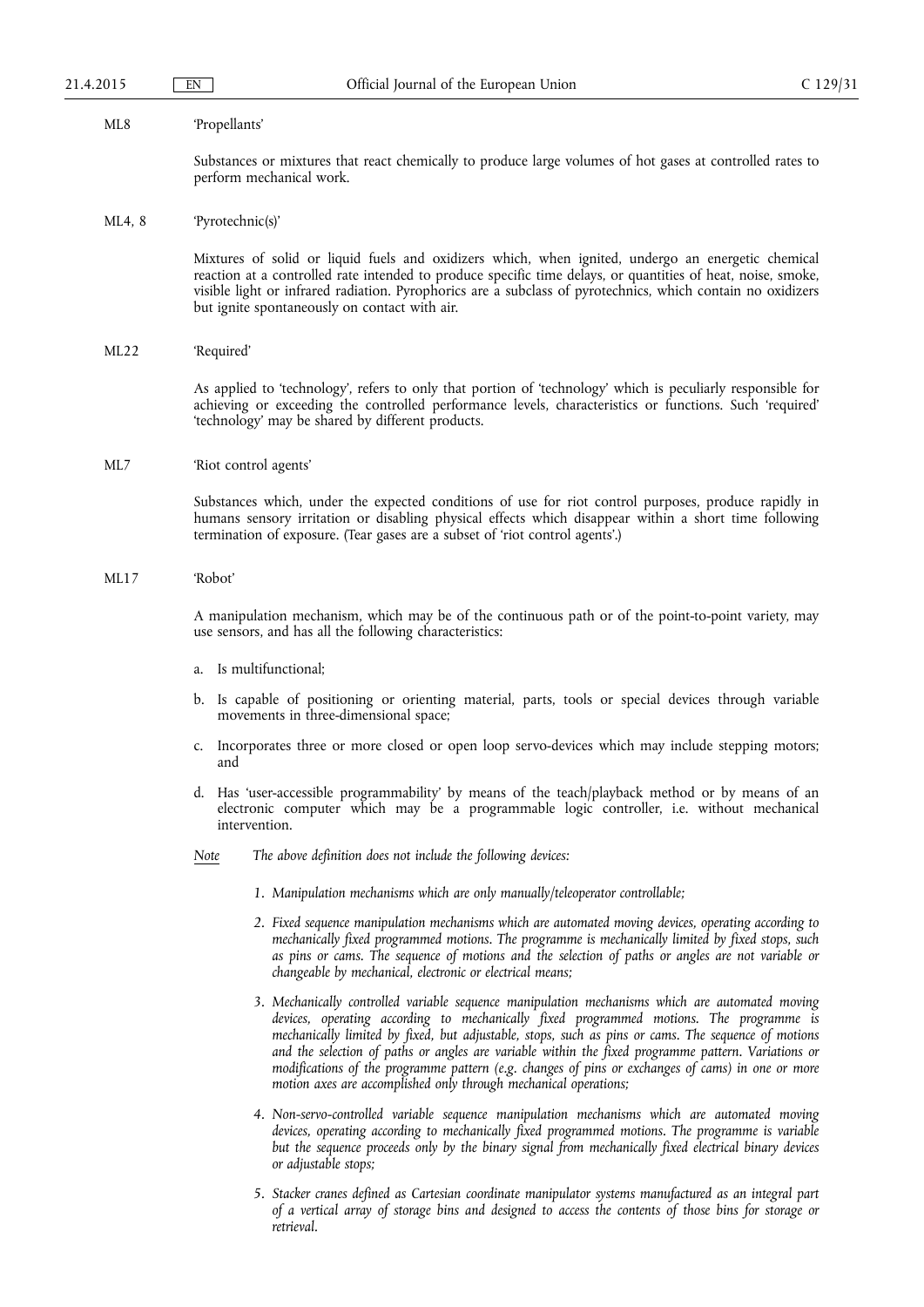ML8 'Propellants'

Substances or mixtures that react chemically to produce large volumes of hot gases at controlled rates to perform mechanical work.

ML4, 8 'Pyrotechnic(s)'

Mixtures of solid or liquid fuels and oxidizers which, when ignited, undergo an energetic chemical reaction at a controlled rate intended to produce specific time delays, or quantities of heat, noise, smoke, visible light or infrared radiation. Pyrophorics are a subclass of pyrotechnics, which contain no oxidizers but ignite spontaneously on contact with air.

ML22 'Required'

As applied to 'technology', refers to only that portion of 'technology' which is peculiarly responsible for achieving or exceeding the controlled performance levels, characteristics or functions. Such 'required' 'technology' may be shared by different products.

ML7 'Riot control agents'

Substances which, under the expected conditions of use for riot control purposes, produce rapidly in humans sensory irritation or disabling physical effects which disappear within a short time following termination of exposure. (Tear gases are a subset of 'riot control agents'.)

ML17 'Robot'

A manipulation mechanism, which may be of the continuous path or of the point-to-point variety, may use sensors, and has all the following characteristics:

a. Is multifunctional;

b. Is capable of positioning or orienting material, parts, tools or special devices through variable movements in three-dimensional space;

c. Incorporates three or more closed or open loop servo-devices which may include stepping motors; and

d. Has 'user-accessible programmability' by means of the teach/playback method or by means of an electronic computer which may be a programmable logic controller, i.e. without mechanical intervention.

*Note* *The above definition does not include the following devices:*

*1. Manipulation mechanisms which are only manually/teleoperator controllable;*

*2. Fixed sequence manipulation mechanisms which are automated moving devices, operating according to mechanically fixed programmed motions. The programme is mechanically limited by fixed stops, such as pins or cams. The sequence of motions and the selection of paths or angles are not variable or changeable by mechanical, electronic or electrical means;*

*3. Mechanically controlled variable sequence manipulation mechanisms which are automated moving devices, operating according to mechanically fixed programmed motions. The programme is mechanically limited by fixed, but adjustable, stops, such as pins or cams. The sequence of motions and the selection of paths or angles are variable within the fixed programme pattern. Variations or modifications of the programme pattern (e.g. changes of pins or exchanges of cams) in one or more motion axes are accomplished only through mechanical operations;*

*4. Non-servo-controlled variable sequence manipulation mechanisms which are automated moving devices, operating according to mechanically fixed programmed motions. The programme is variable but the sequence proceeds only by the binary signal from mechanically fixed electrical binary devices or adjustable stops;*

*5. Stacker cranes defined as Cartesian coordinate manipulator systems manufactured as an integral part of a vertical array of storage bins and designed to access the contents of those bins for storage or retrieval.*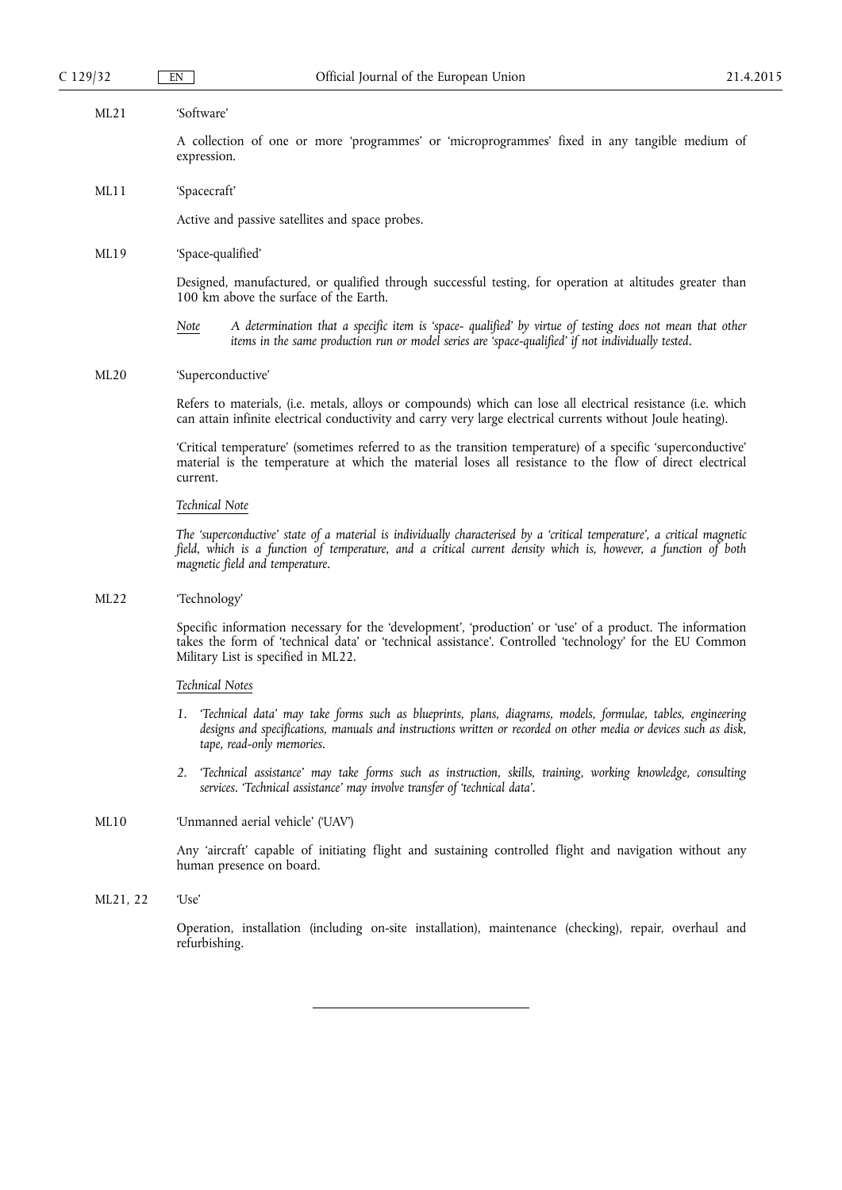ML21 'Software'

A collection of one or more 'programmes' or 'microprogrammes' fixed in any tangible medium of expression.

ML11 'Spacecraft'

Active and passive satellites and space probes.

ML19 'Space-qualified'

Designed, manufactured, or qualified through successful testing, for operation at altitudes greater than 100 km above the surface of the Earth.

*Note* *A determination that a specific item is 'space- qualified' by virtue of testing does not mean that other items in the same production run or model series are 'space-qualified' if not individually tested.*

ML20 'Superconductive'

Refers to materials, (i.e. metals, alloys or compounds) which can lose all electrical resistance (i.e. which can attain infinite electrical conductivity and carry very large electrical currents without Joule heating).

'Critical temperature' (sometimes referred to as the transition temperature) of a specific 'superconductive' material is the temperature at which the material loses all resistance to the flow of direct electrical current.

*Technical Note*

*The 'superconductive' state of a material is individually characterised by a 'critical temperature', a critical magnetic field, which is a function of temperature, and a critical current density which is, however, a function of both magnetic field and temperature.*

ML22 'Technology'

Specific information necessary for the 'development', 'production' or 'use' of a product. The information takes the form of 'technical data' or 'technical assistance'. Controlled 'technology' for the EU Common Military List is specified in ML22.

*Technical Notes*

1. *'Technical data' may take forms such as blueprints, plans, diagrams, models, formulae, tables, engineering designs and specifications, manuals and instructions written or recorded on other media or devices such as disk, tape, read-only memories.*
2. *'Technical assistance' may take forms such as instruction, skills, training, working knowledge, consulting services. 'Technical assistance' may involve transfer of 'technical data'.*

ML10 'Unmanned aerial vehicle' ('UAV')

Any 'aircraft' capable of initiating flight and sustaining controlled flight and navigation without any human presence on board.

ML21, 22 'Use'

Operation, installation (including on-site installation), maintenance (checking), repair, overhaul and refurbishing.